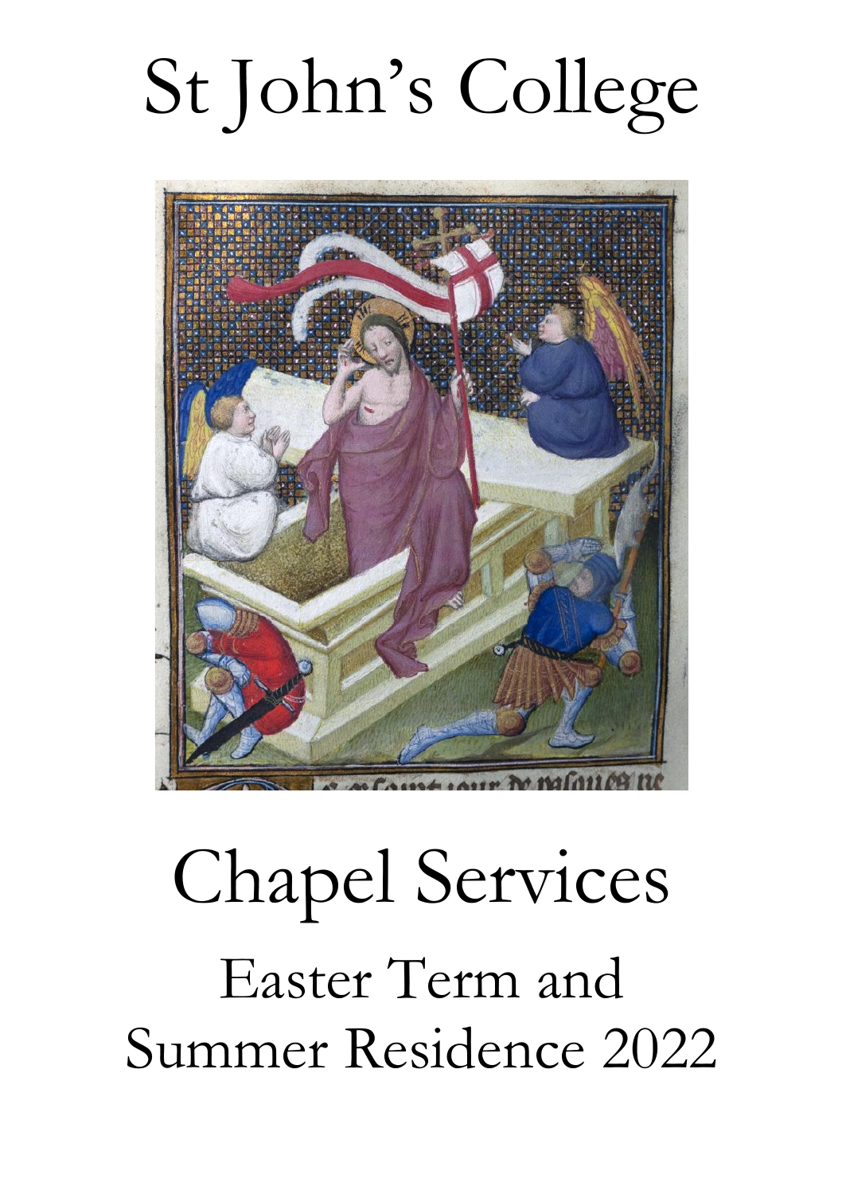# St John's College

# Chapel Services

## Easter Term and Summer Residence 2022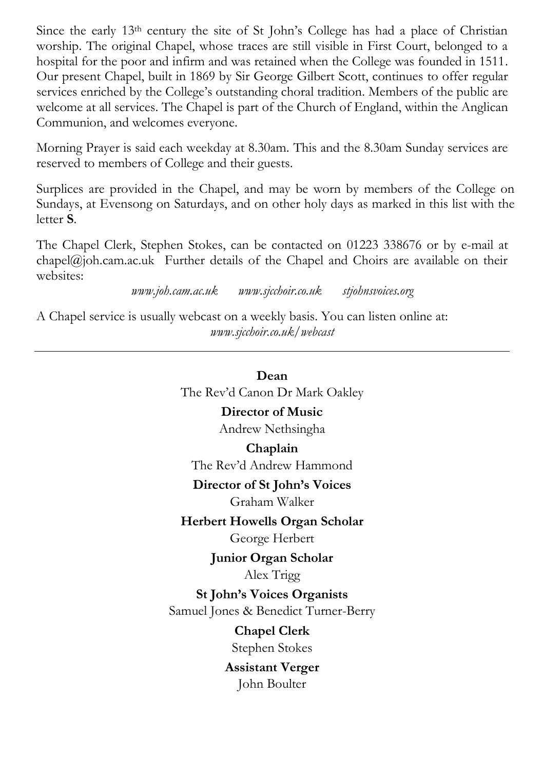Since the early 13th century the site of St John's College has had a place of Christian worship. The original Chapel, whose traces are still visible in First Court, belonged to a hospital for the poor and infirm and was retained when the College was founded in 1511. Our present Chapel, built in 1869 by Sir George Gilbert Scott, continues to offer regular services enriched by the College's outstanding choral tradition. Members of the public are welcome at all services. The Chapel is part of the Church of England, within the Anglican Communion, and welcomes everyone.

Morning Prayer is said each weekday at 8.30am. This and the 8.30am Sunday services are reserved to members of College and their guests.

Surplices are provided in the Chapel, and may be worn by members of the College on Sundays, at Evensong on Saturdays, and on other holy days as marked in this list with the letter **S**.

The Chapel Clerk, Stephen Stokes, can be contacted on 01223 338676 or by e-mail at chapel@joh.cam.ac.uk Further details of the Chapel and Choirs are available on their websites:

*www.joh.cam.ac.uk* *www.sjcchoir.co.uk* *stjohnsvoices.org*

A Chapel service is usually webcast on a weekly basis. You can listen online at:
*www.sjcchoir.co.uk/webcast*

---

**Dean**
The Rev'd Canon Dr Mark Oakley

**Director of Music**
Andrew Nethsingha

**Chaplain**
The Rev'd Andrew Hammond

**Director of St John's Voices**
Graham Walker

**Herbert Howells Organ Scholar**
George Herbert

**Junior Organ Scholar**
Alex Trigg

**St John's Voices Organists**
Samuel Jones & Benedict Turner-Berry

**Chapel Clerk**
Stephen Stokes

**Assistant Verger**
John Boulter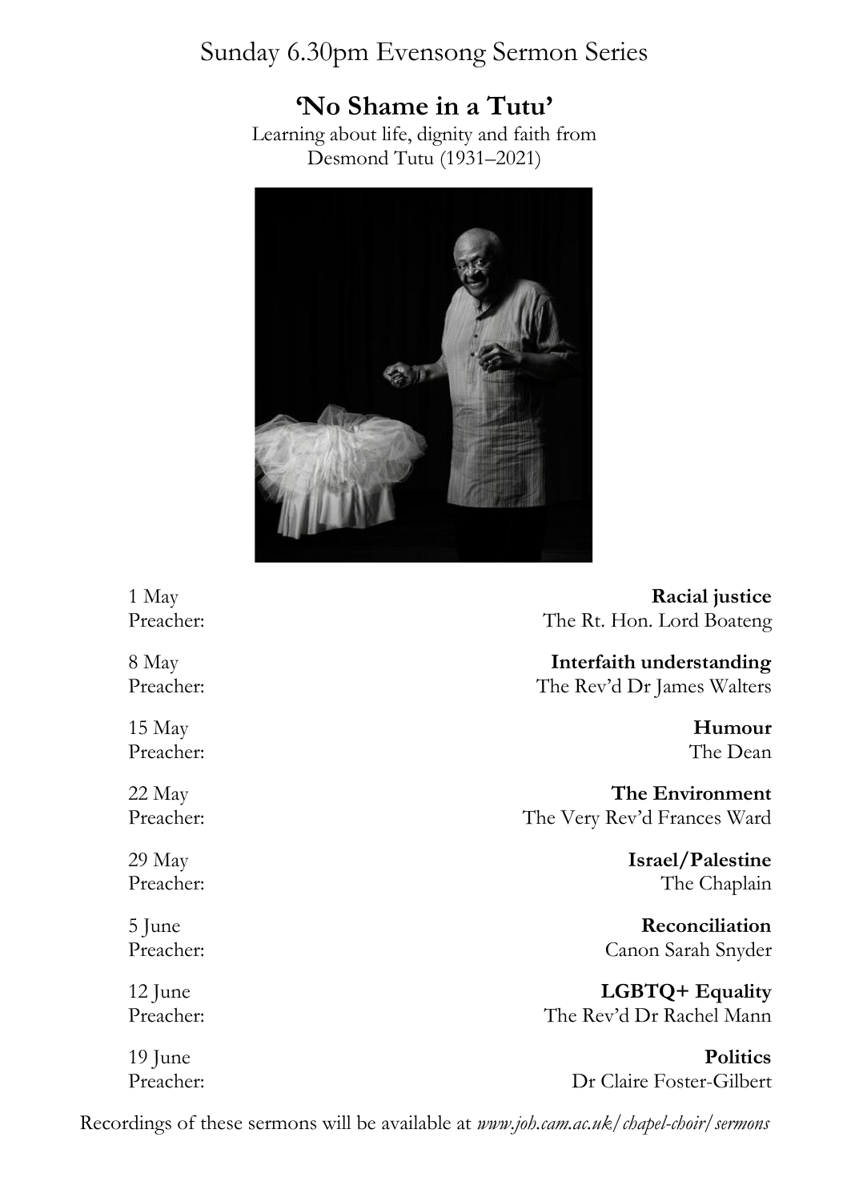# Sunday 6.30pm Evensong Sermon Series

## 'No Shame in a Tutu'

Learning about life, dignity and faith from
Desmond Tutu (1931–2021)

1 May — **Racial justice**
Preacher: The Rt. Hon. Lord Boateng

8 May — **Interfaith understanding**
Preacher: The Rev'd Dr James Walters

15 May — **Humour**
Preacher: The Dean

22 May — **The Environment**
Preacher: The Very Rev'd Frances Ward

29 May — **Israel/Palestine**
Preacher: The Chaplain

5 June — **Reconciliation**
Preacher: Canon Sarah Snyder

12 June — **LGBTQ+ Equality**
Preacher: The Rev'd Dr Rachel Mann

19 June — **Politics**
Preacher: Dr Claire Foster-Gilbert

Recordings of these sermons will be available at *www.joh.cam.ac.uk/chapel-choir/sermons*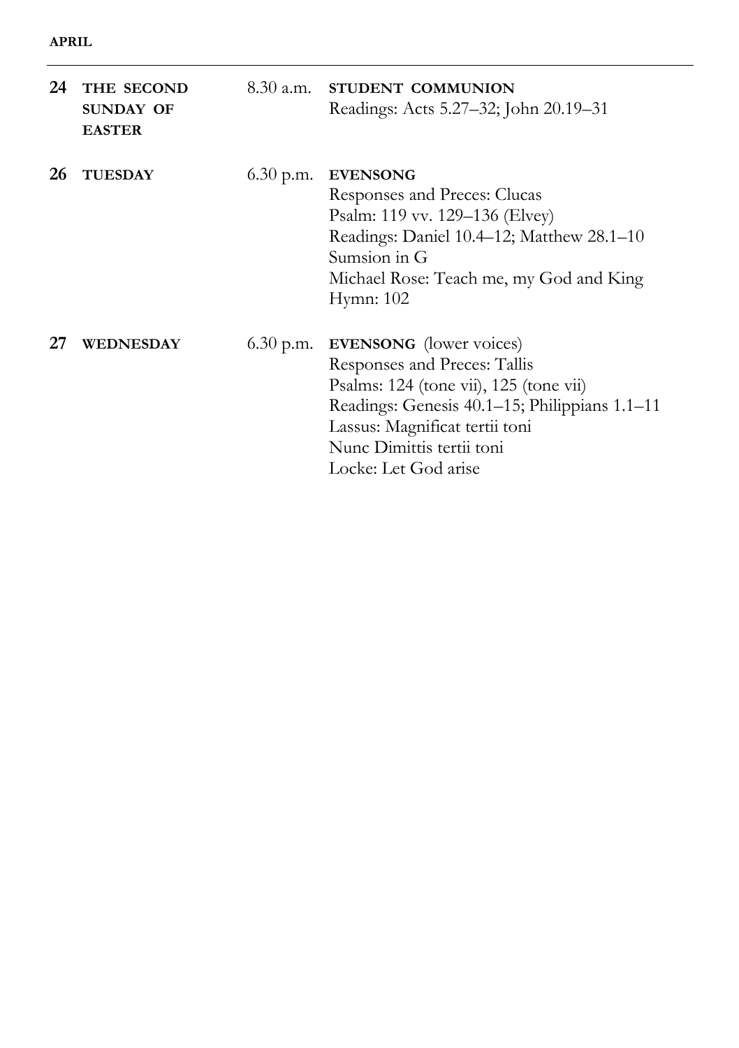**APRIL**

---

**24 THE SECOND SUNDAY OF EASTER** — 8.30 a.m. **STUDENT COMMUNION**
Readings: Acts 5.27–32; John 20.19–31

**26 TUESDAY** — 6.30 p.m. **EVENSONG**
Responses and Preces: Clucas
Psalm: 119 vv. 129–136 (Elvey)
Readings: Daniel 10.4–12; Matthew 28.1–10
Sumsion in G
Michael Rose: Teach me, my God and King
Hymn: 102

**27 WEDNESDAY** — 6.30 p.m. **EVENSONG** (lower voices)
Responses and Preces: Tallis
Psalms: 124 (tone vii), 125 (tone vii)
Readings: Genesis 40.1–15; Philippians 1.1–11
Lassus: Magnificat tertii toni
Nunc Dimittis tertii toni
Locke: Let God arise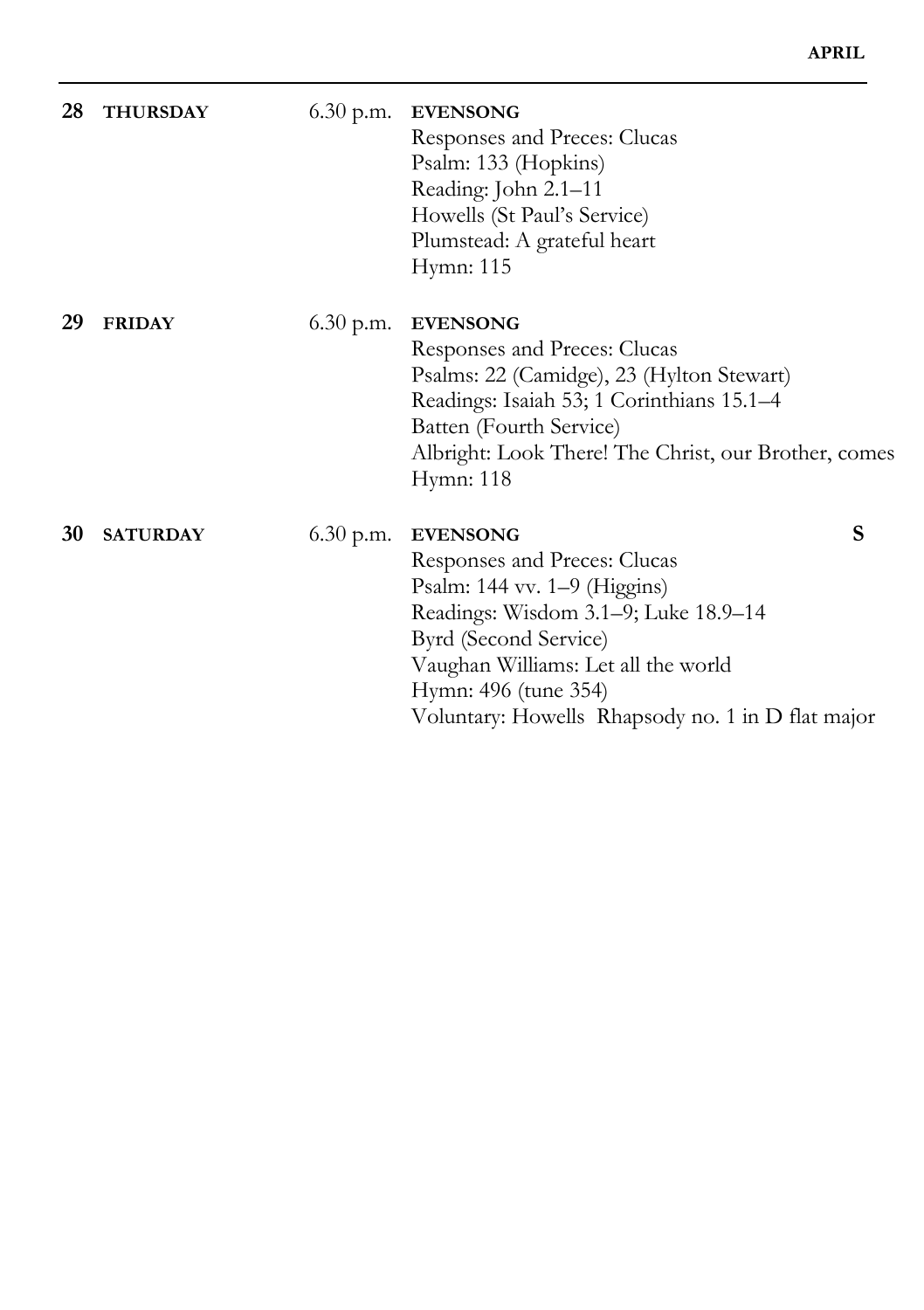**28 THURSDAY** 6.30 p.m. **EVENSONG**

Responses and Preces: Clucas
Psalm: 133 (Hopkins)
Reading: John 2.1–11
Howells (St Paul's Service)
Plumstead: A grateful heart
Hymn: 115

**29 FRIDAY** 6.30 p.m. **EVENSONG**

Responses and Preces: Clucas
Psalms: 22 (Camidge), 23 (Hylton Stewart)
Readings: Isaiah 53; 1 Corinthians 15.1–4
Batten (Fourth Service)
Albright: Look There! The Christ, our Brother, comes
Hymn: 118

**30 SATURDAY** 6.30 p.m. **EVENSONG** **S**

Responses and Preces: Clucas
Psalm: 144 vv. 1–9 (Higgins)
Readings: Wisdom 3.1–9; Luke 18.9–14
Byrd (Second Service)
Vaughan Williams: Let all the world
Hymn: 496 (tune 354)
Voluntary: Howells Rhapsody no. 1 in D flat major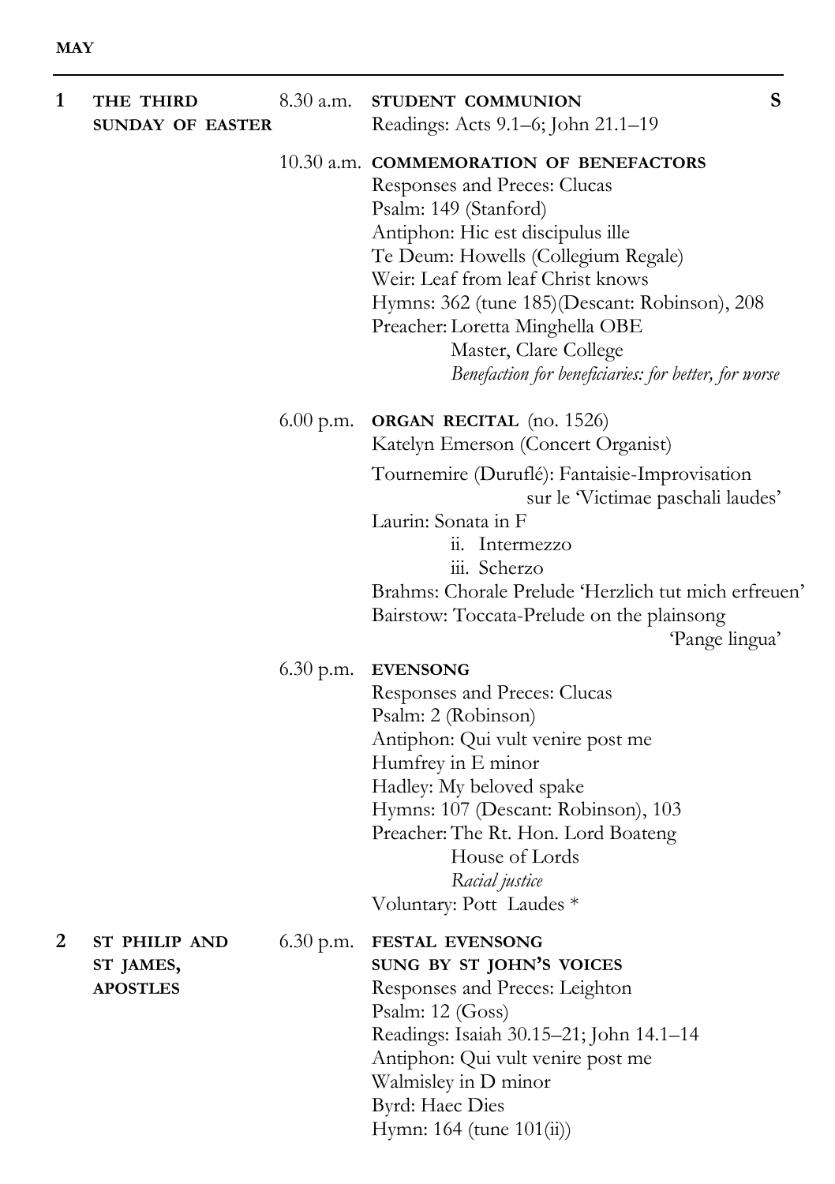**MAY**

---

**1** **THE THIRD SUNDAY OF EASTER**

8.30 a.m. **STUDENT COMMUNION** **S**
Readings: Acts 9.1–6; John 21.1–19

10.30 a.m. **COMMEMORATION OF BENEFACTORS**
Responses and Preces: Clucas
Psalm: 149 (Stanford)
Antiphon: Hic est discipulus ille
Te Deum: Howells (Collegium Regale)
Weir: Leaf from leaf Christ knows
Hymns: 362 (tune 185)(Descant: Robinson), 208
Preacher: Loretta Minghella OBE
Master, Clare College
*Benefaction for beneficiaries: for better, for worse*

6.00 p.m. **ORGAN RECITAL** (no. 1526)
Katelyn Emerson (Concert Organist)

Tournemire (Duruflé): Fantaisie-Improvisation sur le 'Victimae paschali laudes'
Laurin: Sonata in F
ii. Intermezzo
iii. Scherzo
Brahms: Chorale Prelude 'Herzlich tut mich erfreuen'
Bairstow: Toccata-Prelude on the plainsong 'Pange lingua'

6.30 p.m. **EVENSONG**
Responses and Preces: Clucas
Psalm: 2 (Robinson)
Antiphon: Qui vult venire post me
Humfrey in E minor
Hadley: My beloved spake
Hymns: 107 (Descant: Robinson), 103
Preacher: The Rt. Hon. Lord Boateng
House of Lords
*Racial justice*
Voluntary: Pott Laudes *

**2** **ST PHILIP AND ST JAMES, APOSTLES**

6.30 p.m. **FESTAL EVENSONG SUNG BY ST JOHN'S VOICES**
Responses and Preces: Leighton
Psalm: 12 (Goss)
Readings: Isaiah 30.15–21; John 14.1–14
Antiphon: Qui vult venire post me
Walmisley in D minor
Byrd: Haec Dies
Hymn: 164 (tune 101(ii))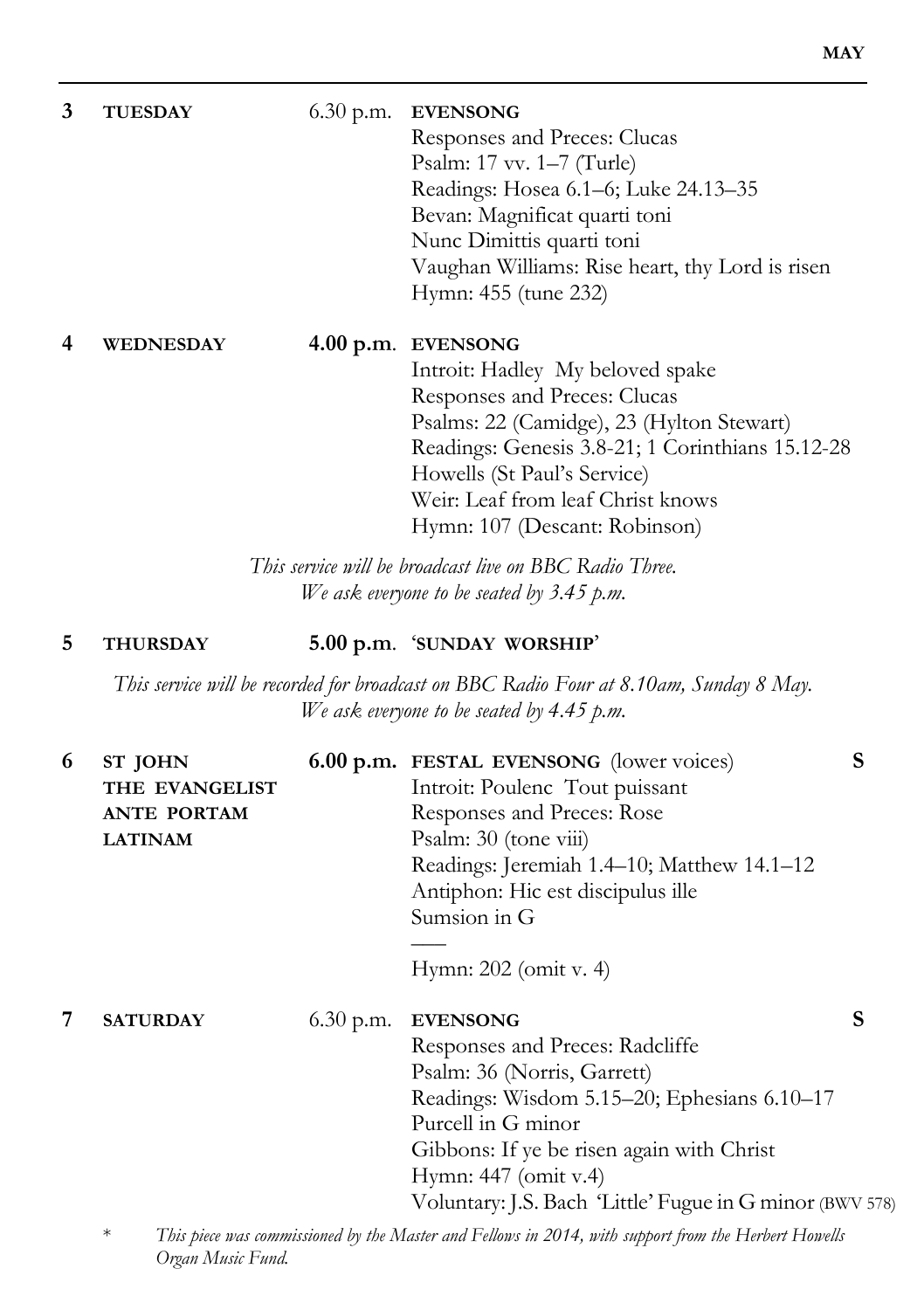| | | | | |
|---|---|---|---|---|
| **3** | **TUESDAY** | 6.30 p.m. | **EVENSONG**<br>Responses and Preces: Clucas<br>Psalm: 17 vv. 1–7 (Turle)<br>Readings: Hosea 6.1–6; Luke 24.13–35<br>Bevan: Magnificat quarti toni<br>Nunc Dimittis quarti toni<br>Vaughan Williams: Rise heart, thy Lord is risen<br>Hymn: 455 (tune 232) | |
| **4** | **WEDNESDAY** | **4.00 p.m.** | **EVENSONG**<br>Introit: Hadley My beloved spake<br>Responses and Preces: Clucas<br>Psalms: 22 (Camidge), 23 (Hylton Stewart)<br>Readings: Genesis 3.8-21; 1 Corinthians 15.12-28<br>Howells (St Paul's Service)<br>Weir: Leaf from leaf Christ knows<br>Hymn: 107 (Descant: Robinson) | |

*This service will be broadcast live on BBC Radio Three.*
*We ask everyone to be seated by 3.45 p.m.*

| | | | | |
|---|---|---|---|---|
| **5** | **THURSDAY** | **5.00 p.m.** | **'SUNDAY WORSHIP'** | |

*This service will be recorded for broadcast on BBC Radio Four at 8.10am, Sunday 8 May.*
*We ask everyone to be seated by 4.45 p.m.*

| | | | | |
|---|---|---|---|---|
| **6** | **ST JOHN THE EVANGELIST ANTE PORTAM LATINAM** | **6.00 p.m.** | **FESTAL EVENSONG** (lower voices)<br>Introit: Poulenc Tout puissant<br>Responses and Preces: Rose<br>Psalm: 30 (tone viii)<br>Readings: Jeremiah 1.4–10; Matthew 14.1–12<br>Antiphon: Hic est discipulus ille<br>Sumsion in G<br>—<br>Hymn: 202 (omit v. 4) | **S** |
| **7** | **SATURDAY** | 6.30 p.m. | **EVENSONG**<br>Responses and Preces: Radcliffe<br>Psalm: 36 (Norris, Garrett)<br>Readings: Wisdom 5.15–20; Ephesians 6.10–17<br>Purcell in G minor<br>Gibbons: If ye be risen again with Christ<br>Hymn: 447 (omit v.4)<br>Voluntary: J.S. Bach 'Little' Fugue in G minor (BWV 578) | **S** |

\* *This piece was commissioned by the Master and Fellows in 2014, with support from the Herbert Howells Organ Music Fund.*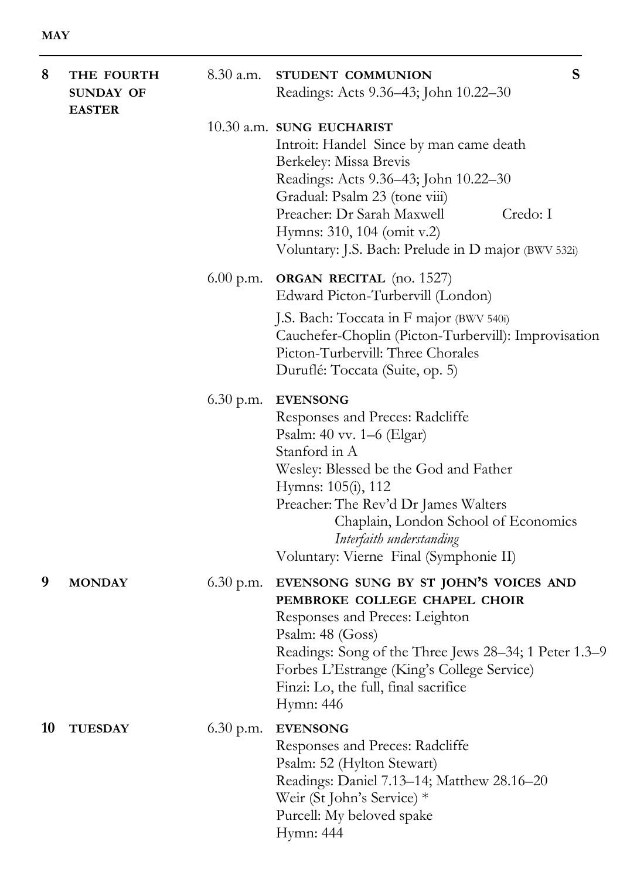**MAY**

---

**8 THE FOURTH SUNDAY OF EASTER**

8.30 a.m. **STUDENT COMMUNION** **S**
Readings: Acts 9.36–43; John 10.22–30

10.30 a.m. **SUNG EUCHARIST**
Introit: Handel Since by man came death
Berkeley: Missa Brevis
Readings: Acts 9.36–43; John 10.22–30
Gradual: Psalm 23 (tone viii)
Preacher: Dr Sarah Maxwell Credo: I
Hymns: 310, 104 (omit v.2)
Voluntary: J.S. Bach: Prelude in D major (BWV 532i)

6.00 p.m. **ORGAN RECITAL** (no. 1527)
Edward Picton-Turbervill (London)

J.S. Bach: Toccata in F major (BWV 540i)
Cauchefer-Choplin (Picton-Turbervill): Improvisation
Picton-Turbervill: Three Chorales
Duruflé: Toccata (Suite, op. 5)

6.30 p.m. **EVENSONG**
Responses and Preces: Radcliffe
Psalm: 40 vv. 1–6 (Elgar)
Stanford in A
Wesley: Blessed be the God and Father
Hymns: 105(i), 112
Preacher: The Rev'd Dr James Walters
Chaplain, London School of Economics
*Interfaith understanding*
Voluntary: Vierne Final (Symphonie II)

**9 MONDAY**

6.30 p.m. **EVENSONG SUNG BY ST JOHN'S VOICES AND PEMBROKE COLLEGE CHAPEL CHOIR**
Responses and Preces: Leighton
Psalm: 48 (Goss)
Readings: Song of the Three Jews 28–34; 1 Peter 1.3–9
Forbes L'Estrange (King's College Service)
Finzi: Lo, the full, final sacrifice
Hymn: 446

**10 TUESDAY**

6.30 p.m. **EVENSONG**
Responses and Preces: Radcliffe
Psalm: 52 (Hylton Stewart)
Readings: Daniel 7.13–14; Matthew 28.16–20
Weir (St John's Service) *
Purcell: My beloved spake
Hymn: 444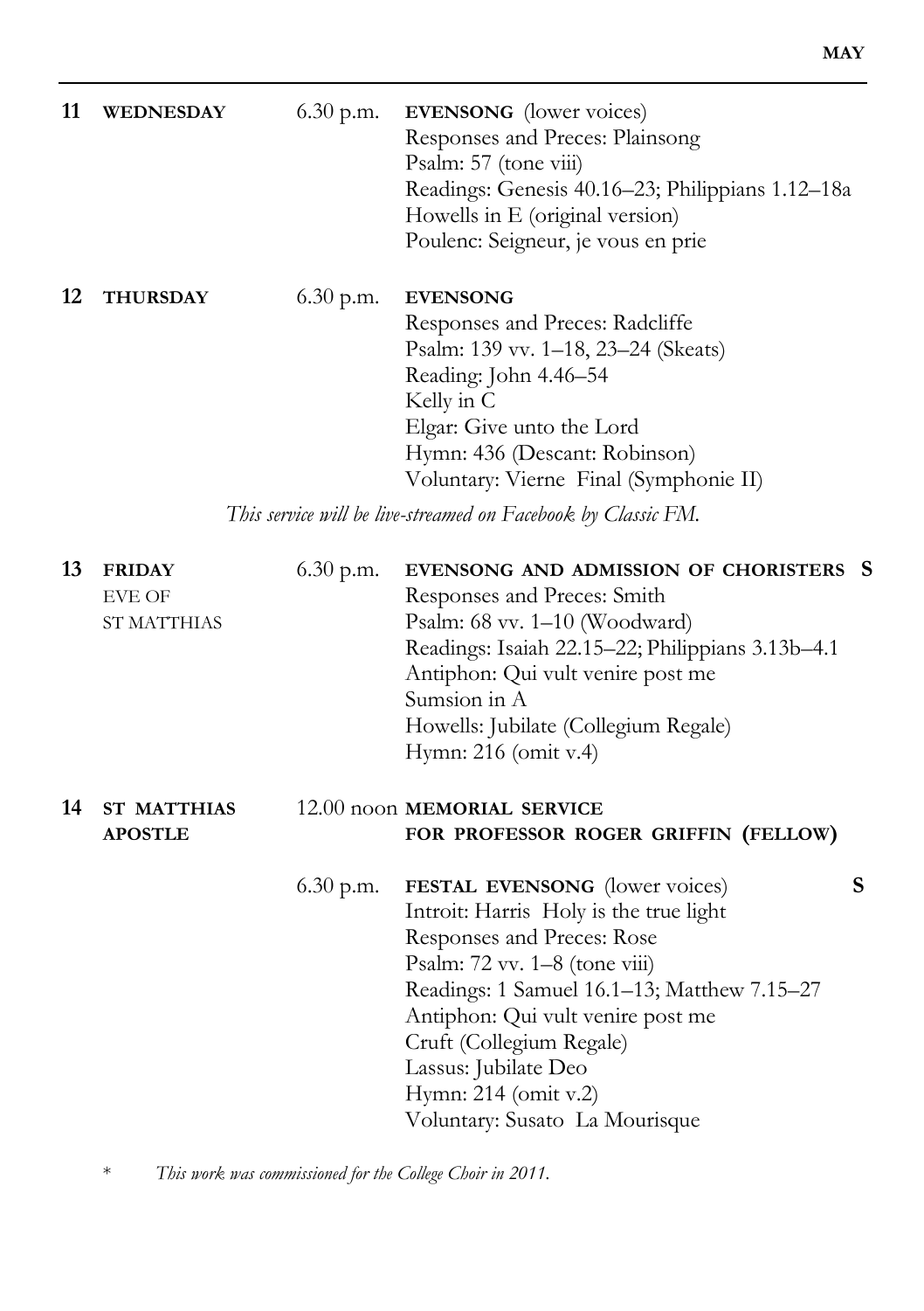**11 WEDNESDAY** 6.30 p.m. **EVENSONG** (lower voices)
Responses and Preces: Plainsong
Psalm: 57 (tone viii)
Readings: Genesis 40.16–23; Philippians 1.12–18a
Howells in E (original version)
Poulenc: Seigneur, je vous en prie

**12 THURSDAY** 6.30 p.m. **EVENSONG**
Responses and Preces: Radcliffe
Psalm: 139 vv. 1–18, 23–24 (Skeats)
Reading: John 4.46–54
Kelly in C
Elgar: Give unto the Lord
Hymn: 436 (Descant: Robinson)
Voluntary: Vierne Final (Symphonie II)

*This service will be live-streamed on Facebook by Classic FM.*

**13 FRIDAY** EVE OF ST MATTHIAS 6.30 p.m. **EVENSONG AND ADMISSION OF CHORISTERS** **S**
Responses and Preces: Smith
Psalm: 68 vv. 1–10 (Woodward)
Readings: Isaiah 22.15–22; Philippians 3.13b–4.1
Antiphon: Qui vult venire post me
Sumsion in A
Howells: Jubilate (Collegium Regale)
Hymn: 216 (omit v.4)

**14 ST MATTHIAS APOSTLE** 12.00 noon **MEMORIAL SERVICE FOR PROFESSOR ROGER GRIFFIN (FELLOW)**

6.30 p.m. **FESTAL EVENSONG** (lower voices) **S**
Introit: Harris Holy is the true light
Responses and Preces: Rose
Psalm: 72 vv. 1–8 (tone viii)
Readings: 1 Samuel 16.1–13; Matthew 7.15–27
Antiphon: Qui vult venire post me
Cruft (Collegium Regale)
Lassus: Jubilate Deo
Hymn: 214 (omit v.2)
Voluntary: Susato La Mourisque

\* *This work was commissioned for the College Choir in 2011.*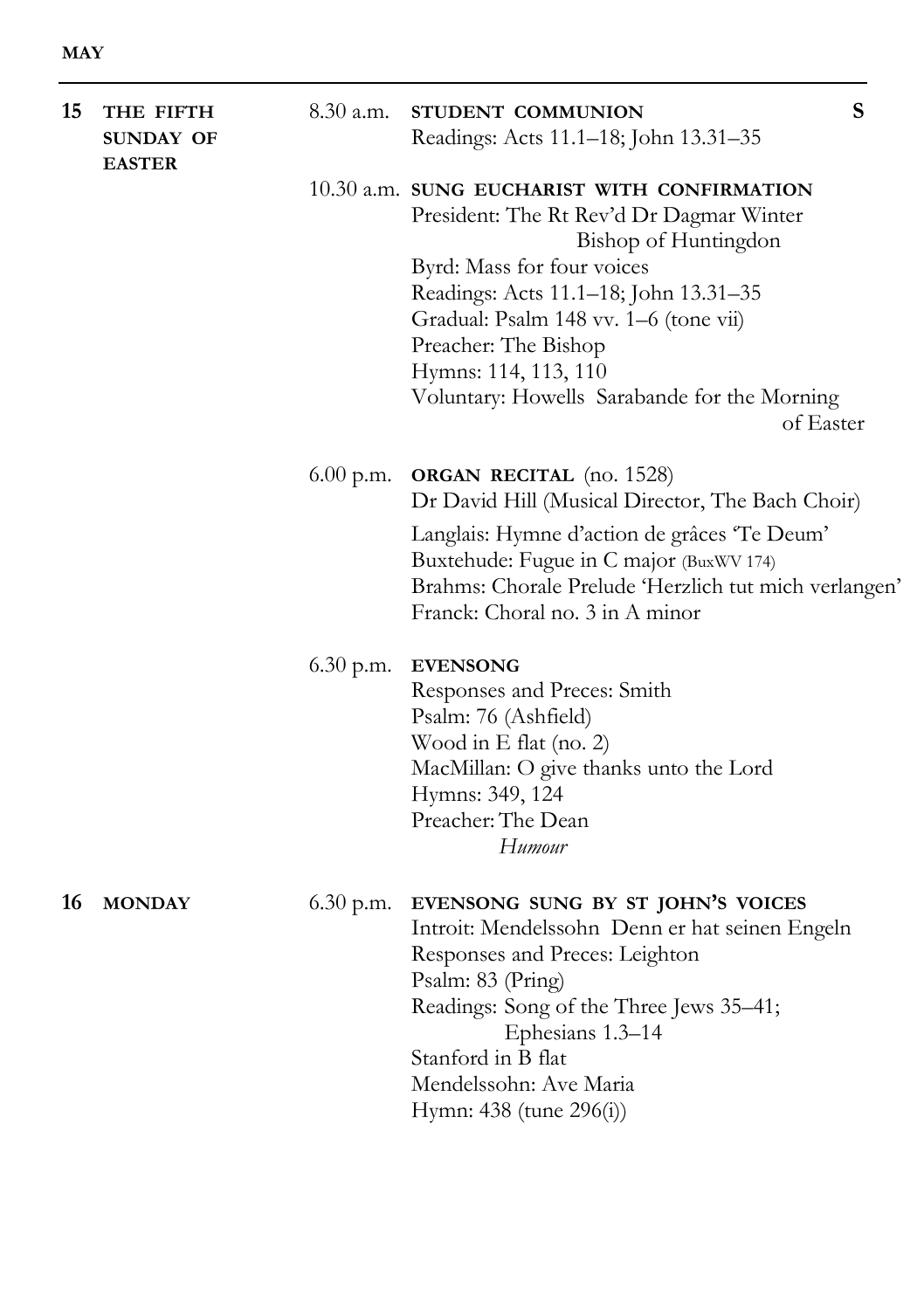**MAY**

**15 THE FIFTH SUNDAY OF EASTER**

8.30 a.m. **STUDENT COMMUNION** **S**
Readings: Acts 11.1–18; John 13.31–35

10.30 a.m. **SUNG EUCHARIST WITH CONFIRMATION**
President: The Rt Rev'd Dr Dagmar Winter
Bishop of Huntingdon
Byrd: Mass for four voices
Readings: Acts 11.1–18; John 13.31–35
Gradual: Psalm 148 vv. 1–6 (tone vii)
Preacher: The Bishop
Hymns: 114, 113, 110
Voluntary: Howells Sarabande for the Morning of Easter

6.00 p.m. **ORGAN RECITAL** (no. 1528)
Dr David Hill (Musical Director, The Bach Choir)
Langlais: Hymne d'action de grâces 'Te Deum'
Buxtehude: Fugue in C major (BuxWV 174)
Brahms: Chorale Prelude 'Herzlich tut mich verlangen'
Franck: Choral no. 3 in A minor

6.30 p.m. **EVENSONG**
Responses and Preces: Smith
Psalm: 76 (Ashfield)
Wood in E flat (no. 2)
MacMillan: O give thanks unto the Lord
Hymns: 349, 124
Preacher: The Dean
*Humour*

**16 MONDAY**

6.30 p.m. **EVENSONG SUNG BY ST JOHN'S VOICES**
Introit: Mendelssohn Denn er hat seinen Engeln
Responses and Preces: Leighton
Psalm: 83 (Pring)
Readings: Song of the Three Jews 35–41;
Ephesians 1.3–14
Stanford in B flat
Mendelssohn: Ave Maria
Hymn: 438 (tune 296(i))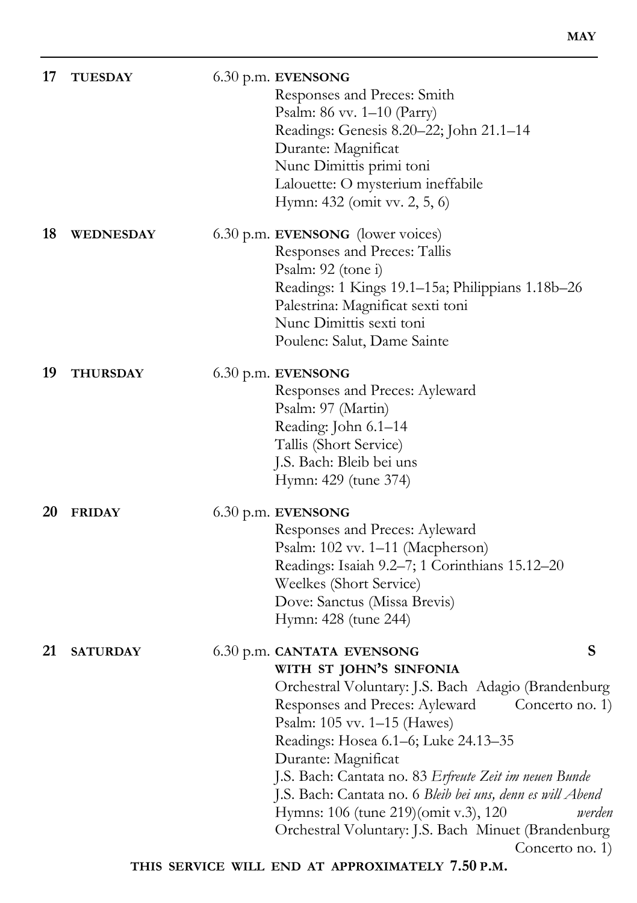**17 TUESDAY** 6.30 p.m. **EVENSONG**

Responses and Preces: Smith
Psalm: 86 vv. 1–10 (Parry)
Readings: Genesis 8.20–22; John 21.1–14
Durante: Magnificat
Nunc Dimittis primi toni
Lalouette: O mysterium ineffabile
Hymn: 432 (omit vv. 2, 5, 6)

**18 WEDNESDAY** 6.30 p.m. **EVENSONG** (lower voices)

Responses and Preces: Tallis
Psalm: 92 (tone i)
Readings: 1 Kings 19.1–15a; Philippians 1.18b–26
Palestrina: Magnificat sexti toni
Nunc Dimittis sexti toni
Poulenc: Salut, Dame Sainte

**19 THURSDAY** 6.30 p.m. **EVENSONG**

Responses and Preces: Ayleward
Psalm: 97 (Martin)
Reading: John 6.1–14
Tallis (Short Service)
J.S. Bach: Bleib bei uns
Hymn: 429 (tune 374)

**20 FRIDAY** 6.30 p.m. **EVENSONG**

Responses and Preces: Ayleward
Psalm: 102 vv. 1–11 (Macpherson)
Readings: Isaiah 9.2–7; 1 Corinthians 15.12–20
Weelkes (Short Service)
Dove: Sanctus (Missa Brevis)
Hymn: 428 (tune 244)

**21 SATURDAY** 6.30 p.m. **CANTATA EVENSONG WITH ST JOHN'S SINFONIA** S

Orchestral Voluntary: J.S. Bach Adagio (Brandenburg Concerto no. 1)
Responses and Preces: Ayleward
Psalm: 105 vv. 1–15 (Hawes)
Readings: Hosea 6.1–6; Luke 24.13–35
Durante: Magnificat
J.S. Bach: Cantata no. 83 *Erfreute Zeit im neuen Bunde*
J.S. Bach: Cantata no. 6 *Bleib bei uns, denn es will Abend werden*
Hymns: 106 (tune 219)(omit v.3), 120
Orchestral Voluntary: J.S. Bach Minuet (Brandenburg Concerto no. 1)

**THIS SERVICE WILL END AT APPROXIMATELY 7.50 P.M.**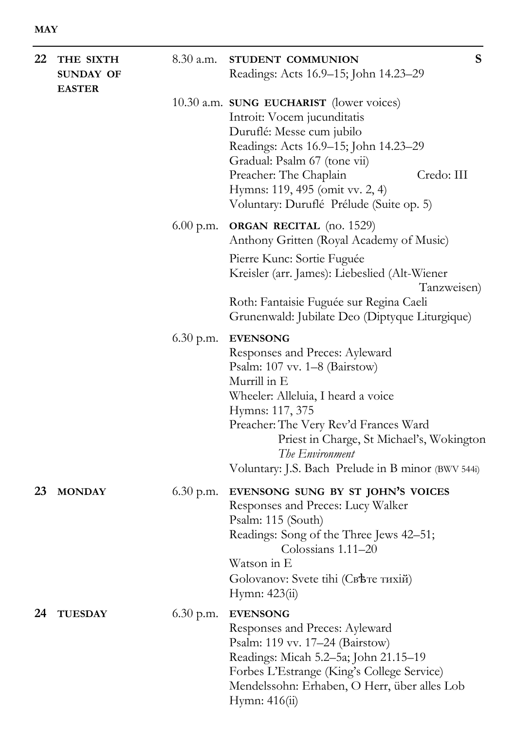**MAY**

---

**22 THE SIXTH SUNDAY OF EASTER**

8.30 a.m. **STUDENT COMMUNION** **S**
Readings: Acts 16.9–15; John 14.23–29

10.30 a.m. **SUNG EUCHARIST** (lower voices)
Introit: Vocem jucunditatis
Duruflé: Messe cum jubilo
Readings: Acts 16.9–15; John 14.23–29
Gradual: Psalm 67 (tone vii)
Preacher: The Chaplain — Credo: III
Hymns: 119, 495 (omit vv. 2, 4)
Voluntary: Duruflé Prélude (Suite op. 5)

6.00 p.m. **ORGAN RECITAL** (no. 1529)
Anthony Gritten (Royal Academy of Music)

Pierre Kunc: Sortie Fuguée
Kreisler (arr. James): Liebeslied (Alt-Wiener Tanzweisen)
Roth: Fantaisie Fuguée sur Regina Caeli
Grunenwald: Jubilate Deo (Diptyque Liturgique)

6.30 p.m. **EVENSONG**
Responses and Preces: Ayleward
Psalm: 107 vv. 1–8 (Bairstow)
Murrill in E
Wheeler: Alleluia, I heard a voice
Hymns: 117, 375
Preacher: The Very Rev'd Frances Ward
Priest in Charge, St Michael's, Wokington
*The Environment*
Voluntary: J.S. Bach Prelude in B minor (BWV 544i)

**23 MONDAY**

6.30 p.m. **EVENSONG SUNG BY ST JOHN'S VOICES**
Responses and Preces: Lucy Walker
Psalm: 115 (South)
Readings: Song of the Three Jews 42–51; Colossians 1.11–20
Watson in E
Golovanov: Svete tihi (Свѣте тихій)
Hymn: 423(ii)

**24 TUESDAY**

6.30 p.m. **EVENSONG**
Responses and Preces: Ayleward
Psalm: 119 vv. 17–24 (Bairstow)
Readings: Micah 5.2–5a; John 21.15–19
Forbes L'Estrange (King's College Service)
Mendelssohn: Erhaben, O Herr, über alles Lob
Hymn: 416(ii)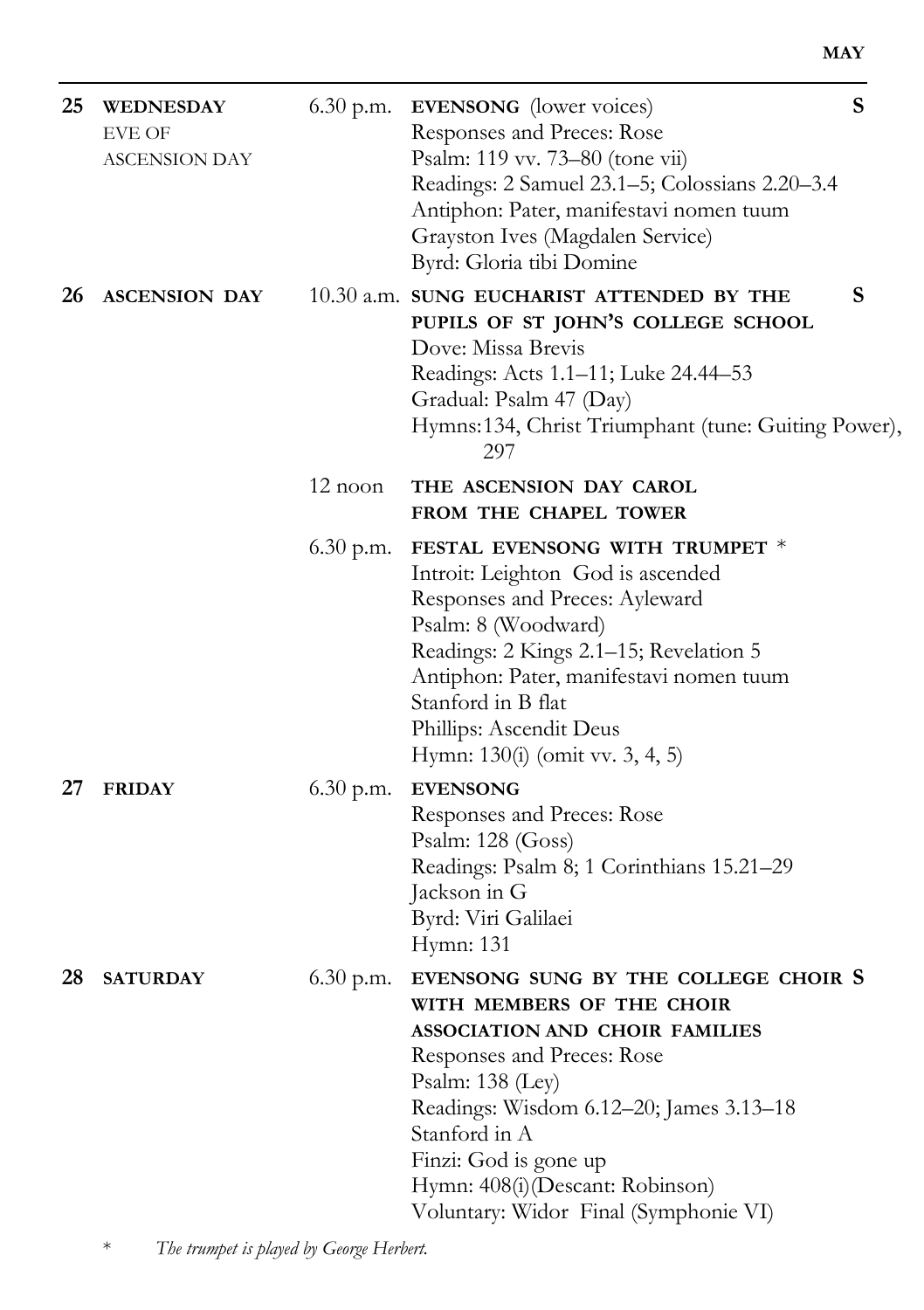| | | | | |
|---|---|---|---|---|
| **25** | **WEDNESDAY** EVE OF ASCENSION DAY | 6.30 p.m. | **EVENSONG** (lower voices)<br>Responses and Preces: Rose<br>Psalm: 119 vv. 73–80 (tone vii)<br>Readings: 2 Samuel 23.1–5; Colossians 2.20–3.4<br>Antiphon: Pater, manifestavi nomen tuum<br>Grayston Ives (Magdalen Service)<br>Byrd: Gloria tibi Domine | **S** |
| **26** | **ASCENSION DAY** | 10.30 a.m. | **SUNG EUCHARIST ATTENDED BY THE PUPILS OF ST JOHN'S COLLEGE SCHOOL**<br>Dove: Missa Brevis<br>Readings: Acts 1.1–11; Luke 24.44–53<br>Gradual: Psalm 47 (Day)<br>Hymns: 134, Christ Triumphant (tune: Guiting Power), 297 | **S** |
| | | 12 noon | **THE ASCENSION DAY CAROL FROM THE CHAPEL TOWER** | |
| | | 6.30 p.m. | **FESTAL EVENSONG WITH TRUMPET** *<br>Introit: Leighton God is ascended<br>Responses and Preces: Ayleward<br>Psalm: 8 (Woodward)<br>Readings: 2 Kings 2.1–15; Revelation 5<br>Antiphon: Pater, manifestavi nomen tuum<br>Stanford in B flat<br>Phillips: Ascendit Deus<br>Hymn: 130(i) (omit vv. 3, 4, 5) | |
| **27** | **FRIDAY** | 6.30 p.m. | **EVENSONG**<br>Responses and Preces: Rose<br>Psalm: 128 (Goss)<br>Readings: Psalm 8; 1 Corinthians 15.21–29<br>Jackson in G<br>Byrd: Viri Galilaei<br>Hymn: 131 | |
| **28** | **SATURDAY** | 6.30 p.m. | **EVENSONG SUNG BY THE COLLEGE CHOIR WITH MEMBERS OF THE CHOIR ASSOCIATION AND CHOIR FAMILIES**<br>Responses and Preces: Rose<br>Psalm: 138 (Ley)<br>Readings: Wisdom 6.12–20; James 3.13–18<br>Stanford in A<br>Finzi: God is gone up<br>Hymn: 408(i) (Descant: Robinson)<br>Voluntary: Widor Final (Symphonie VI) | **S** |

\* *The trumpet is played by George Herbert.*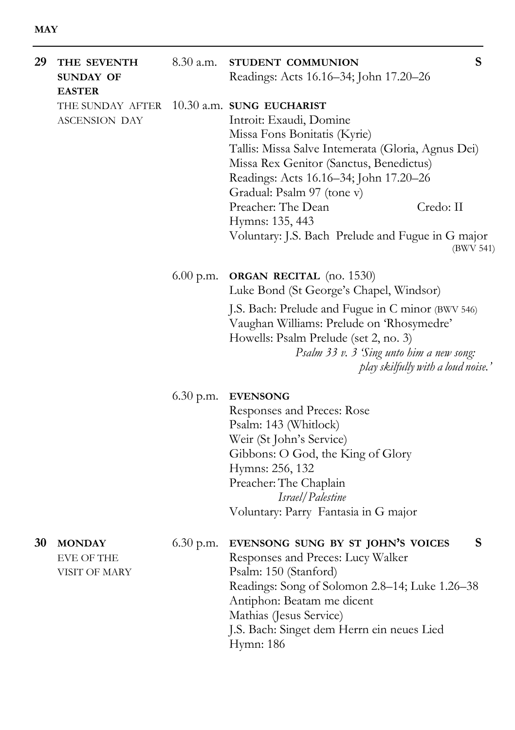**MAY**

**29** **THE SEVENTH SUNDAY OF EASTER**
THE SUNDAY AFTER ASCENSION DAY

8.30 a.m. **STUDENT COMMUNION** **S**
Readings: Acts 16.16–34; John 17.20–26

10.30 a.m. **SUNG EUCHARIST**
Introit: Exaudi, Domine
Missa Fons Bonitatis (Kyrie)
Tallis: Missa Salve Intemerata (Gloria, Agnus Dei)
Missa Rex Genitor (Sanctus, Benedictus)
Readings: Acts 16.16–34; John 17.20–26
Gradual: Psalm 97 (tone v)
Preacher: The Dean — Credo: II
Hymns: 135, 443
Voluntary: J.S. Bach Prelude and Fugue in G major (BWV 541)

6.00 p.m. **ORGAN RECITAL** (no. 1530)
Luke Bond (St George's Chapel, Windsor)

J.S. Bach: Prelude and Fugue in C minor (BWV 546)
Vaughan Williams: Prelude on 'Rhosymedre'
Howells: Psalm Prelude (set 2, no. 3)
*Psalm 33 v. 3 'Sing unto him a new song: play skilfully with a loud noise.'*

6.30 p.m. **EVENSONG**
Responses and Preces: Rose
Psalm: 143 (Whitlock)
Weir (St John's Service)
Gibbons: O God, the King of Glory
Hymns: 256, 132
Preacher: The Chaplain
*Israel/Palestine*
Voluntary: Parry Fantasia in G major

**30** **MONDAY**
EVE OF THE VISIT OF MARY

6.30 p.m. **EVENSONG SUNG BY ST JOHN'S VOICES** **S**
Responses and Preces: Lucy Walker
Psalm: 150 (Stanford)
Readings: Song of Solomon 2.8–14; Luke 1.26–38
Antiphon: Beatam me dicent
Mathias (Jesus Service)
J.S. Bach: Singet dem Herrn ein neues Lied
Hymn: 186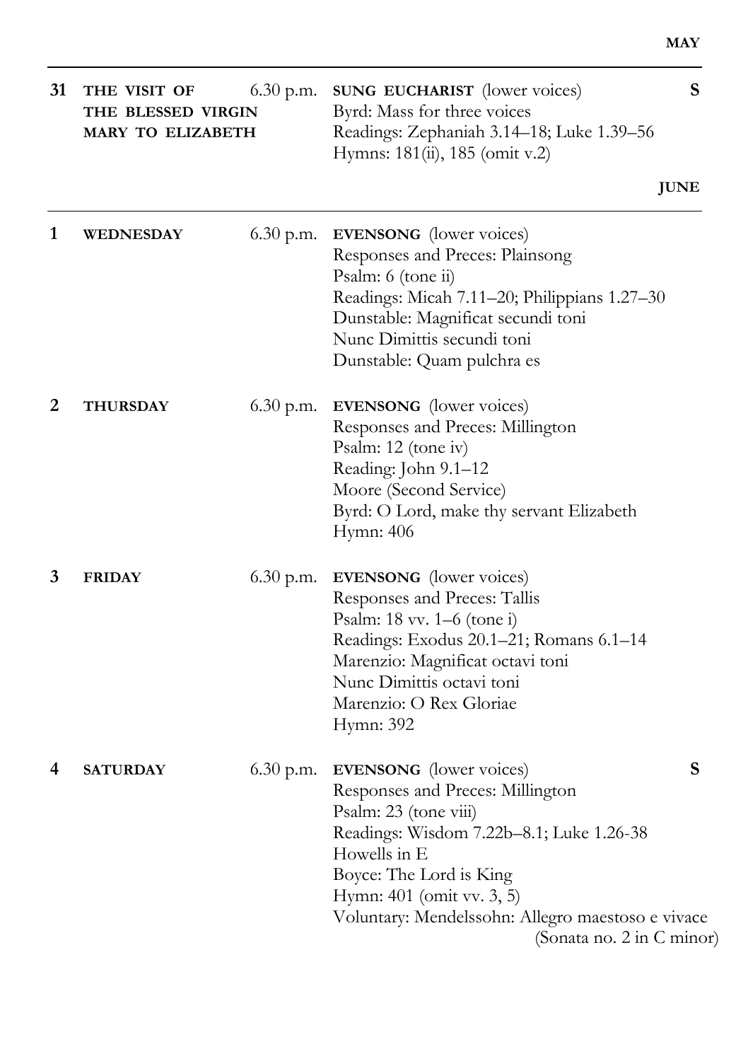**MAY**

---

**31** **THE VISIT OF THE BLESSED VIRGIN MARY TO ELIZABETH** — 6.30 p.m. **SUNG EUCHARIST** (lower voices) **S**
Byrd: Mass for three voices
Readings: Zephaniah 3.14–18; Luke 1.39–56
Hymns: 181(ii), 185 (omit v.2)

**JUNE**

---

**1** **WEDNESDAY** — 6.30 p.m. **EVENSONG** (lower voices)
Responses and Preces: Plainsong
Psalm: 6 (tone ii)
Readings: Micah 7.11–20; Philippians 1.27–30
Dunstable: Magnificat secundi toni
Nunc Dimittis secundi toni
Dunstable: Quam pulchra es

**2** **THURSDAY** — 6.30 p.m. **EVENSONG** (lower voices)
Responses and Preces: Millington
Psalm: 12 (tone iv)
Reading: John 9.1–12
Moore (Second Service)
Byrd: O Lord, make thy servant Elizabeth
Hymn: 406

**3** **FRIDAY** — 6.30 p.m. **EVENSONG** (lower voices)
Responses and Preces: Tallis
Psalm: 18 vv. 1–6 (tone i)
Readings: Exodus 20.1–21; Romans 6.1–14
Marenzio: Magnificat octavi toni
Nunc Dimittis octavi toni
Marenzio: O Rex Gloriae
Hymn: 392

**4** **SATURDAY** — 6.30 p.m. **EVENSONG** (lower voices) **S**
Responses and Preces: Millington
Psalm: 23 (tone viii)
Readings: Wisdom 7.22b–8.1; Luke 1.26-38
Howells in E
Boyce: The Lord is King
Hymn: 401 (omit vv. 3, 5)
Voluntary: Mendelssohn: Allegro maestoso e vivace (Sonata no. 2 in C minor)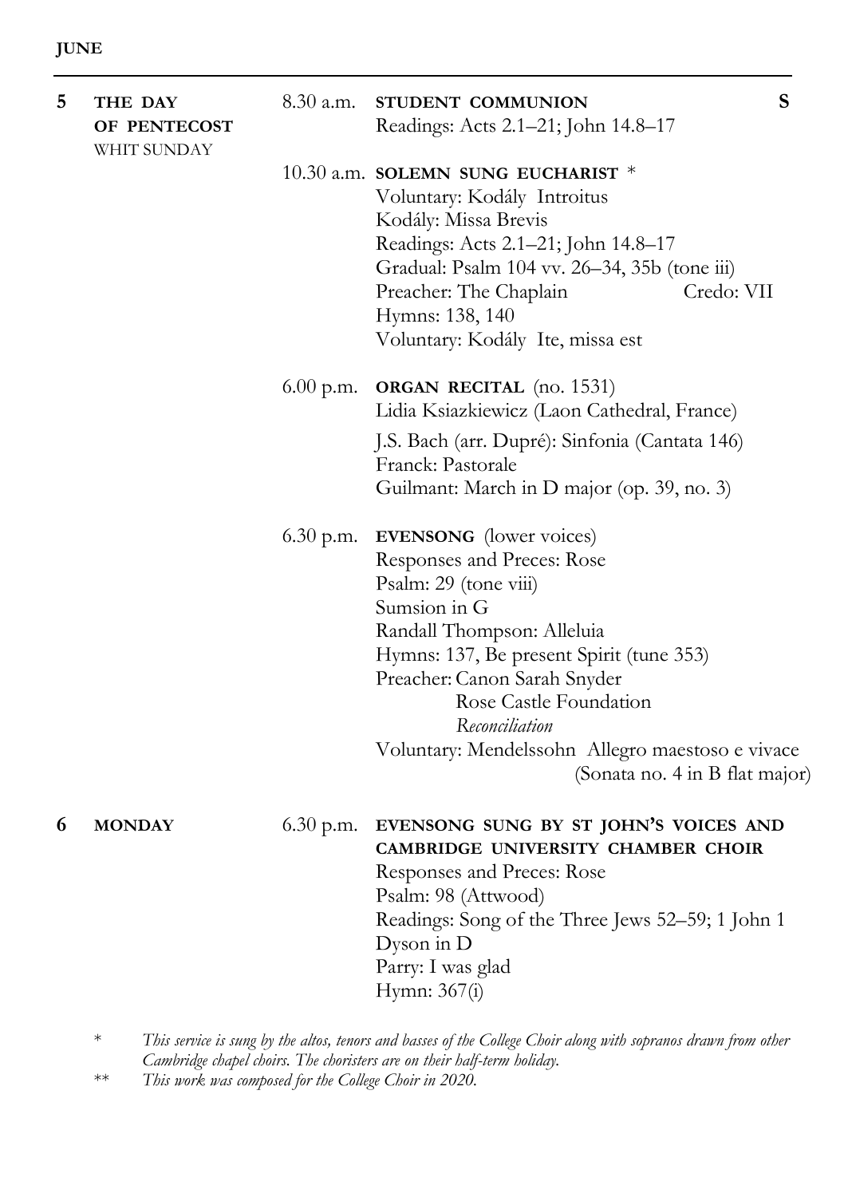**JUNE**

**5 THE DAY OF PENTECOST**
WHIT SUNDAY

8.30 a.m. **STUDENT COMMUNION** **S**
Readings: Acts 2.1–21; John 14.8–17

10.30 a.m. **SOLEMN SUNG EUCHARIST** *
Voluntary: Kodály Introitus
Kodály: Missa Brevis
Readings: Acts 2.1–21; John 14.8–17
Gradual: Psalm 104 vv. 26–34, 35b (tone iii)
Preacher: The Chaplain — Credo: VII
Hymns: 138, 140
Voluntary: Kodály Ite, missa est

6.00 p.m. **ORGAN RECITAL** (no. 1531)
Lidia Ksiazkiewicz (Laon Cathedral, France)

J.S. Bach (arr. Dupré): Sinfonia (Cantata 146)
Franck: Pastorale
Guilmant: March in D major (op. 39, no. 3)

6.30 p.m. **EVENSONG** (lower voices)
Responses and Preces: Rose
Psalm: 29 (tone viii)
Sumsion in G
Randall Thompson: Alleluia
Hymns: 137, Be present Spirit (tune 353)
Preacher: Canon Sarah Snyder
Rose Castle Foundation
*Reconciliation*
Voluntary: Mendelssohn Allegro maestoso e vivace
(Sonata no. 4 in B flat major)

**6 MONDAY**

6.30 p.m. **EVENSONG SUNG BY ST JOHN'S VOICES AND CAMBRIDGE UNIVERSITY CHAMBER CHOIR**
Responses and Preces: Rose
Psalm: 98 (Attwood)
Readings: Song of the Three Jews 52–59; 1 John 1
Dyson in D
Parry: I was glad
Hymn: 367(i)

\* *This service is sung by the altos, tenors and basses of the College Choir along with sopranos drawn from other Cambridge chapel choirs. The choristers are on their half-term holiday.*

\*\* *This work was composed for the College Choir in 2020.*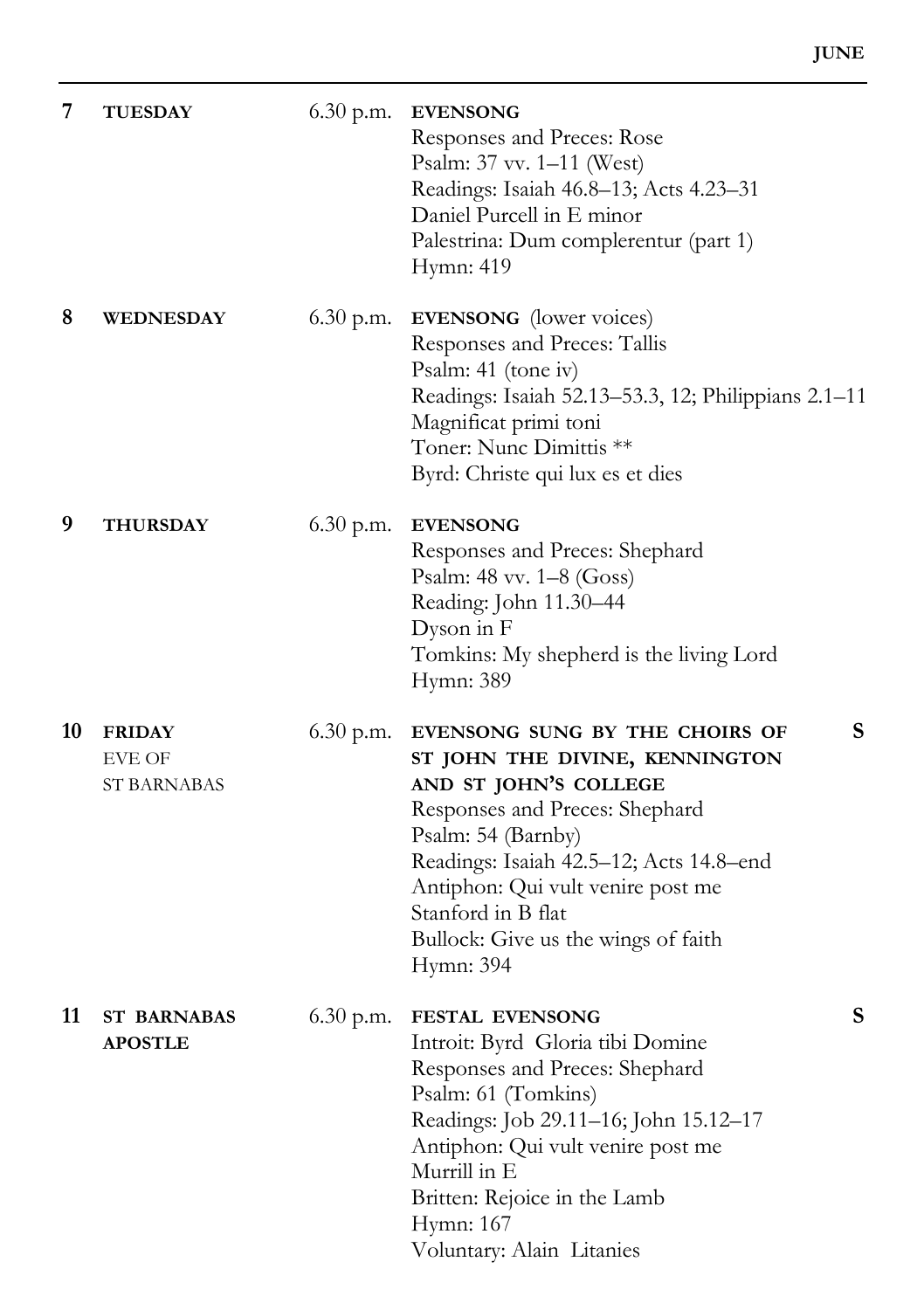**JUNE**

| | | | | |
|---|---|---|---|---|
| **7** | **TUESDAY** | 6.30 p.m. | **EVENSONG**<br>Responses and Preces: Rose<br>Psalm: 37 vv. 1–11 (West)<br>Readings: Isaiah 46.8–13; Acts 4.23–31<br>Daniel Purcell in E minor<br>Palestrina: Dum complerentur (part 1)<br>Hymn: 419 | |
| **8** | **WEDNESDAY** | 6.30 p.m. | **EVENSONG** (lower voices)<br>Responses and Preces: Tallis<br>Psalm: 41 (tone iv)<br>Readings: Isaiah 52.13–53.3, 12; Philippians 2.1–11<br>Magnificat primi toni<br>Toner: Nunc Dimittis **<br>Byrd: Christe qui lux es et dies | |
| **9** | **THURSDAY** | 6.30 p.m. | **EVENSONG**<br>Responses and Preces: Shephard<br>Psalm: 48 vv. 1–8 (Goss)<br>Reading: John 11.30–44<br>Dyson in F<br>Tomkins: My shepherd is the living Lord<br>Hymn: 389 | |
| **10** | **FRIDAY**<br>EVE OF<br>ST BARNABAS | 6.30 p.m. | **EVENSONG SUNG BY THE CHOIRS OF ST JOHN THE DIVINE, KENNINGTON AND ST JOHN'S COLLEGE**<br>Responses and Preces: Shephard<br>Psalm: 54 (Barnby)<br>Readings: Isaiah 42.5–12; Acts 14.8–end<br>Antiphon: Qui vult venire post me<br>Stanford in B flat<br>Bullock: Give us the wings of faith<br>Hymn: 394 | **S** |
| **11** | **ST BARNABAS APOSTLE** | 6.30 p.m. | **FESTAL EVENSONG**<br>Introit: Byrd Gloria tibi Domine<br>Responses and Preces: Shephard<br>Psalm: 61 (Tomkins)<br>Readings: Job 29.11–16; John 15.12–17<br>Antiphon: Qui vult venire post me<br>Murrill in E<br>Britten: Rejoice in the Lamb<br>Hymn: 167<br>Voluntary: Alain Litanies | **S** |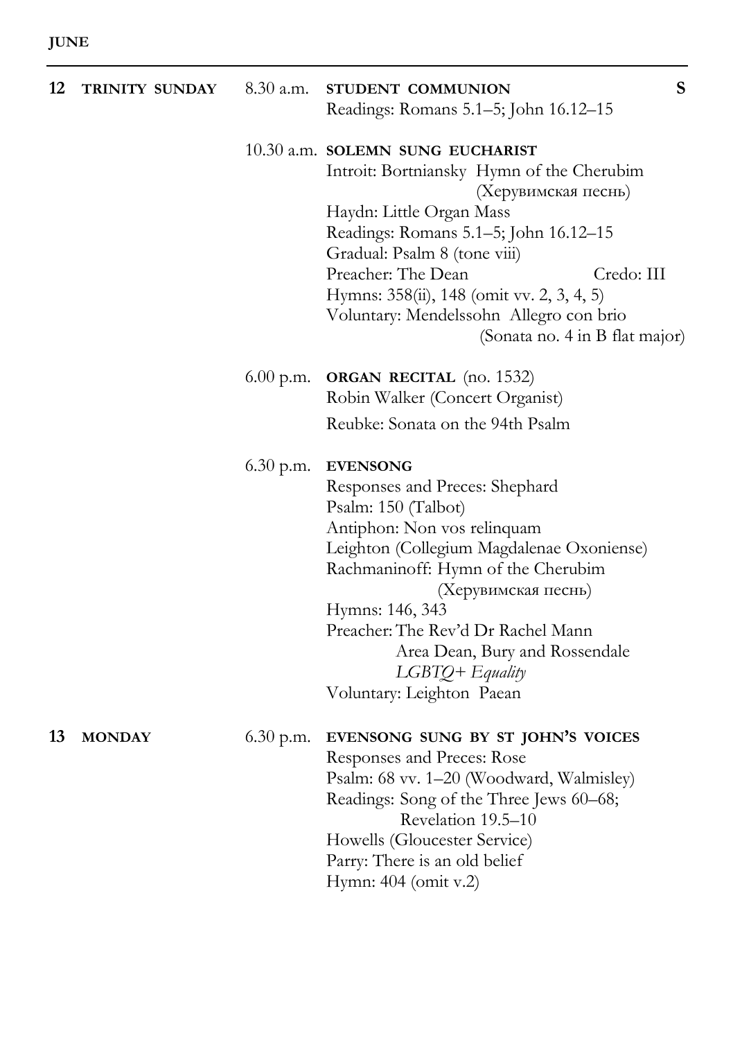**JUNE**

**12 TRINITY SUNDAY**

8.30 a.m. **STUDENT COMMUNION** **S**
Readings: Romans 5.1–5; John 16.12–15

10.30 a.m. **SOLEMN SUNG EUCHARIST**
Introit: Bortniansky Hymn of the Cherubim (Херувимская песнь)
Haydn: Little Organ Mass
Readings: Romans 5.1–5; John 16.12–15
Gradual: Psalm 8 (tone viii)
Preacher: The Dean
Credo: III
Hymns: 358(ii), 148 (omit vv. 2, 3, 4, 5)
Voluntary: Mendelssohn Allegro con brio (Sonata no. 4 in B flat major)

6.00 p.m. **ORGAN RECITAL** (no. 1532)
Robin Walker (Concert Organist)
Reubke: Sonata on the 94th Psalm

6.30 p.m. **EVENSONG**
Responses and Preces: Shephard
Psalm: 150 (Talbot)
Antiphon: Non vos relinquam
Leighton (Collegium Magdalenae Oxoniense)
Rachmaninoff: Hymn of the Cherubim (Херувимская песнь)
Hymns: 146, 343
Preacher: The Rev'd Dr Rachel Mann
Area Dean, Bury and Rossendale
*LGBTQ+ Equality*
Voluntary: Leighton Paean

**13 MONDAY**

6.30 p.m. **EVENSONG SUNG BY ST JOHN'S VOICES**
Responses and Preces: Rose
Psalm: 68 vv. 1–20 (Woodward, Walmisley)
Readings: Song of the Three Jews 60–68; Revelation 19.5–10
Howells (Gloucester Service)
Parry: There is an old belief
Hymn: 404 (omit v.2)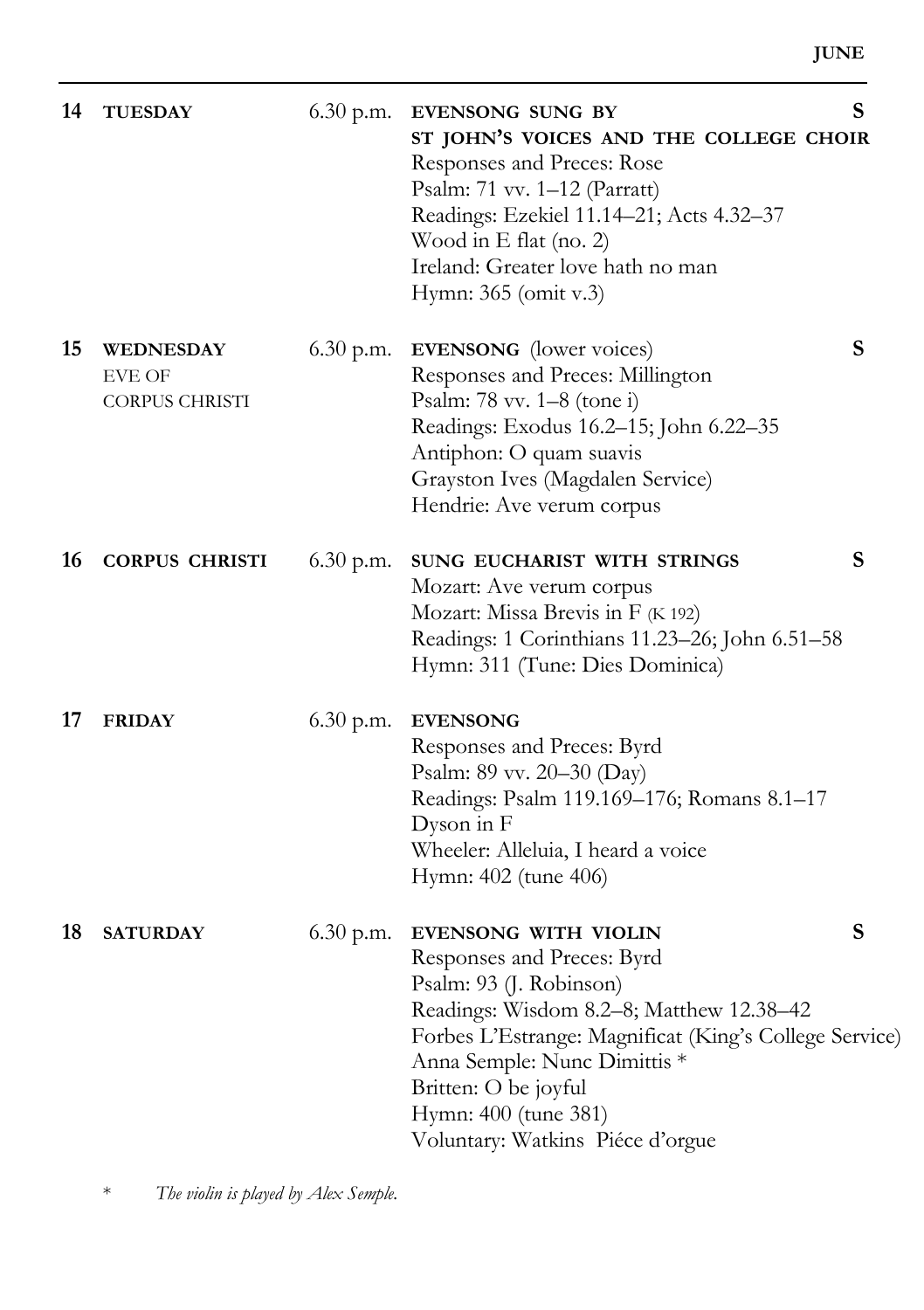**14 TUESDAY** 6.30 p.m. **EVENSONG SUNG BY ST JOHN'S VOICES AND THE COLLEGE CHOIR** **S**

Responses and Preces: Rose
Psalm: 71 vv. 1–12 (Parratt)
Readings: Ezekiel 11.14–21; Acts 4.32–37
Wood in E flat (no. 2)
Ireland: Greater love hath no man
Hymn: 365 (omit v.3)

**15 WEDNESDAY** EVE OF CORPUS CHRISTI 6.30 p.m. **EVENSONG** (lower voices) **S**

Responses and Preces: Millington
Psalm: 78 vv. 1–8 (tone i)
Readings: Exodus 16.2–15; John 6.22–35
Antiphon: O quam suavis
Grayston Ives (Magdalen Service)
Hendrie: Ave verum corpus

**16 CORPUS CHRISTI** 6.30 p.m. **SUNG EUCHARIST WITH STRINGS** **S**

Mozart: Ave verum corpus
Mozart: Missa Brevis in F (K 192)
Readings: 1 Corinthians 11.23–26; John 6.51–58
Hymn: 311 (Tune: Dies Dominica)

**17 FRIDAY** 6.30 p.m. **EVENSONG**

Responses and Preces: Byrd
Psalm: 89 vv. 20–30 (Day)
Readings: Psalm 119.169–176; Romans 8.1–17
Dyson in F
Wheeler: Alleluia, I heard a voice
Hymn: 402 (tune 406)

**18 SATURDAY** 6.30 p.m. **EVENSONG WITH VIOLIN** **S**

Responses and Preces: Byrd
Psalm: 93 (J. Robinson)
Readings: Wisdom 8.2–8; Matthew 12.38–42
Forbes L'Estrange: Magnificat (King's College Service)
Anna Semple: Nunc Dimittis *
Britten: O be joyful
Hymn: 400 (tune 381)
Voluntary: Watkins Piéce d'orgue

\* *The violin is played by Alex Semple.*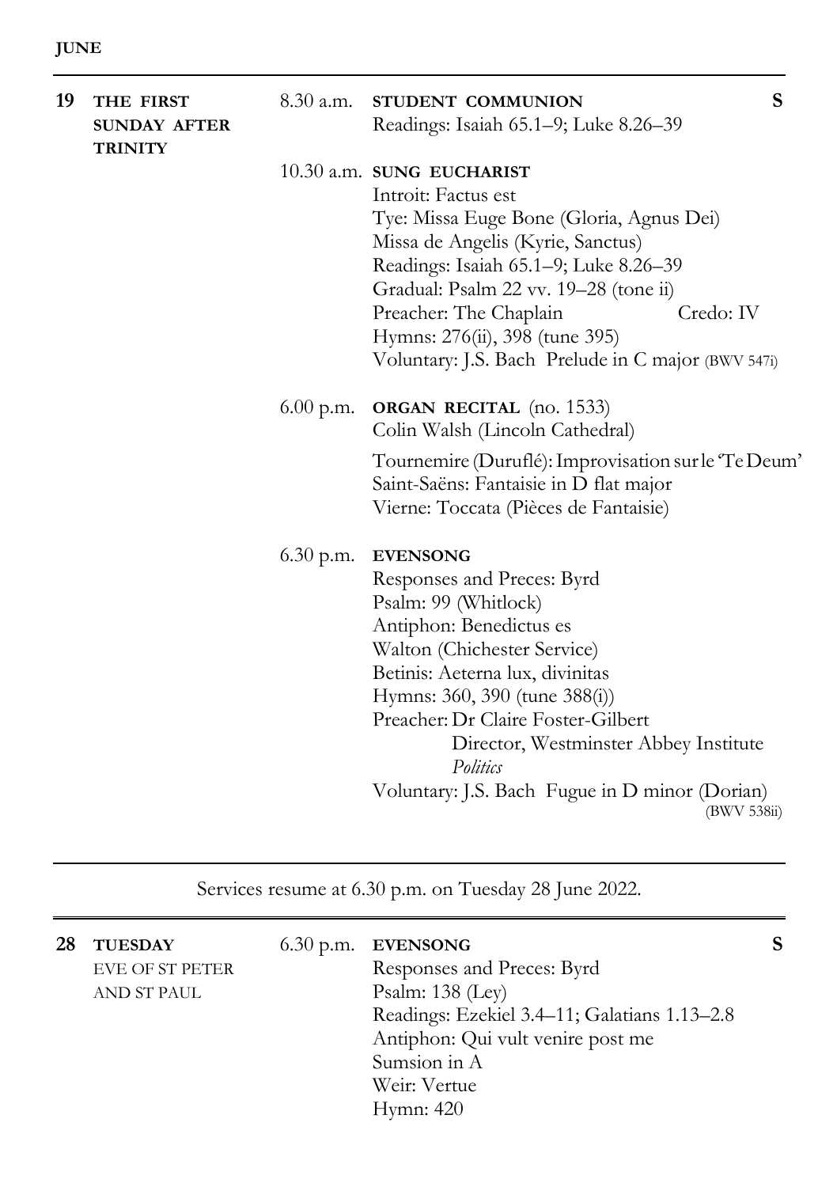**JUNE**

---

**19** **THE FIRST SUNDAY AFTER TRINITY**

8.30 a.m. **STUDENT COMMUNION** **S**
Readings: Isaiah 65.1–9; Luke 8.26–39

10.30 a.m. **SUNG EUCHARIST**
Introit: Factus est
Tye: Missa Euge Bone (Gloria, Agnus Dei)
Missa de Angelis (Kyrie, Sanctus)
Readings: Isaiah 65.1–9; Luke 8.26–39
Gradual: Psalm 22 vv. 19–28 (tone ii)
Preacher: The Chaplain Credo: IV
Hymns: 276(ii), 398 (tune 395)
Voluntary: J.S. Bach Prelude in C major (BWV 547i)

6.00 p.m. **ORGAN RECITAL** (no. 1533)
Colin Walsh (Lincoln Cathedral)

Tournemire (Duruflé): Improvisation sur le 'Te Deum'
Saint-Saëns: Fantaisie in D flat major
Vierne: Toccata (Pièces de Fantaisie)

6.30 p.m. **EVENSONG**
Responses and Preces: Byrd
Psalm: 99 (Whitlock)
Antiphon: Benedictus es
Walton (Chichester Service)
Betinis: Aeterna lux, divinitas
Hymns: 360, 390 (tune 388(i))
Preacher: Dr Claire Foster-Gilbert
Director, Westminster Abbey Institute
*Politics*
Voluntary: J.S. Bach Fugue in D minor (Dorian) (BWV 538ii)

---

Services resume at 6.30 p.m. on Tuesday 28 June 2022.

---

**28** **TUESDAY**
EVE OF ST PETER AND ST PAUL

6.30 p.m. **EVENSONG** **S**
Responses and Preces: Byrd
Psalm: 138 (Ley)
Readings: Ezekiel 3.4–11; Galatians 1.13–2.8
Antiphon: Qui vult venire post me
Sumsion in A
Weir: Vertue
Hymn: 420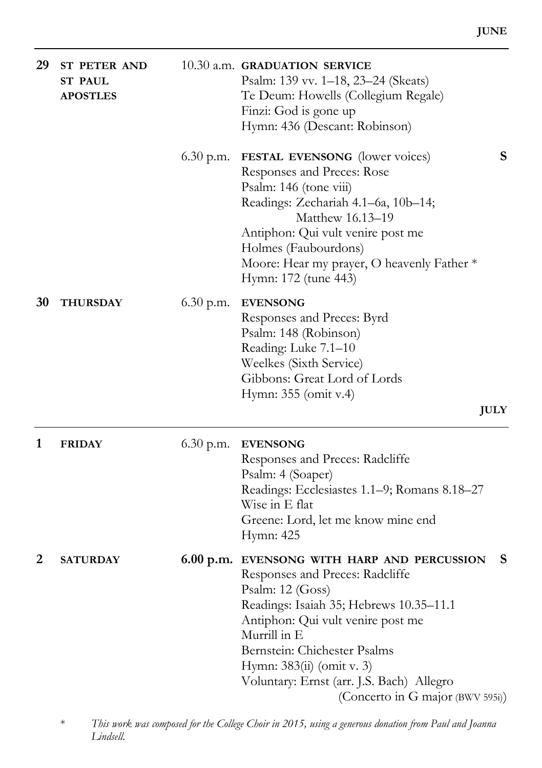**JUNE**

---

**29** **ST PETER AND ST PAUL APOSTLES**

10.30 a.m. **GRADUATION SERVICE**
Psalm: 139 vv. 1–18, 23–24 (Skeats)
Te Deum: Howells (Collegium Regale)
Finzi: God is gone up
Hymn: 436 (Descant: Robinson)

6.30 p.m. **FESTAL EVENSONG** (lower voices) **S**
Responses and Preces: Rose
Psalm: 146 (tone viii)
Readings: Zechariah 4.1–6a, 10b–14;
Matthew 16.13–19
Antiphon: Qui vult venire post me
Holmes (Fauxbourdons)
Moore: Hear my prayer, O heavenly Father *
Hymn: 172 (tune 443)

**30** **THURSDAY**

6.30 p.m. **EVENSONG**
Responses and Preces: Byrd
Psalm: 148 (Robinson)
Reading: Luke 7.1–10
Weelkes (Sixth Service)
Gibbons: Great Lord of Lords
Hymn: 355 (omit v.4)

**JULY**

---

**1** **FRIDAY**

6.30 p.m. **EVENSONG**
Responses and Preces: Radcliffe
Psalm: 4 (Soaper)
Readings: Ecclesiastes 1.1–9; Romans 8.18–27
Wise in E flat
Greene: Lord, let me know mine end
Hymn: 425

**2** **SATURDAY**

**6.00 p.m.** **EVENSONG WITH HARP AND PERCUSSION** **S**
Responses and Preces: Radcliffe
Psalm: 12 (Goss)
Readings: Isaiah 35; Hebrews 10.35–11.1
Antiphon: Qui vult venire post me
Murrill in E
Bernstein: Chichester Psalms
Hymn: 383(ii) (omit v. 3)
Voluntary: Ernst (arr. J.S. Bach) Allegro
(Concerto in G major (BWV 595i))

\* *This work was composed for the College Choir in 2015, using a generous donation from Paul and Joanna Lindsell.*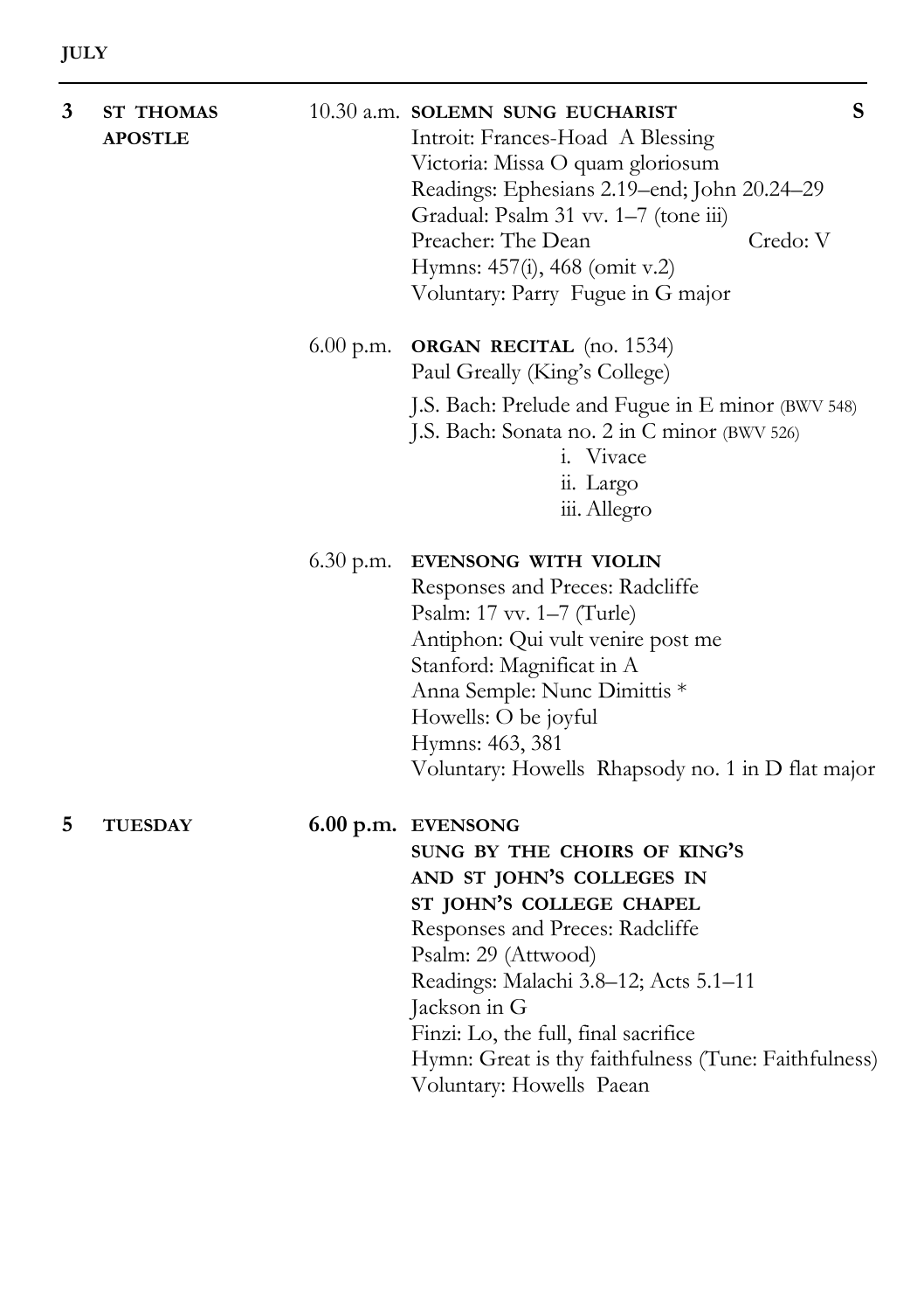**JULY**

---

**3 ST THOMAS APOSTLE**

10.30 a.m. **SOLEMN SUNG EUCHARIST** **S**

Introit: Frances-Hoad A Blessing
Victoria: Missa O quam gloriosum
Readings: Ephesians 2.19–end; John 20.24–29
Gradual: Psalm 31 vv. 1–7 (tone iii)
Preacher: The Dean Credo: V
Hymns: 457(i), 468 (omit v.2)
Voluntary: Parry Fugue in G major

6.00 p.m. **ORGAN RECITAL** (no. 1534)
Paul Greally (King's College)

J.S. Bach: Prelude and Fugue in E minor (BWV 548)
J.S. Bach: Sonata no. 2 in C minor (BWV 526)

- i. Vivace
- ii. Largo
- iii. Allegro

6.30 p.m. **EVENSONG WITH VIOLIN**

Responses and Preces: Radcliffe
Psalm: 17 vv. 1–7 (Turle)
Antiphon: Qui vult venire post me
Stanford: Magnificat in A
Anna Semple: Nunc Dimittis *
Howells: O be joyful
Hymns: 463, 381
Voluntary: Howells Rhapsody no. 1 in D flat major

**5 TUESDAY**

**6.00 p.m.** **EVENSONG SUNG BY THE CHOIRS OF KING'S AND ST JOHN'S COLLEGES IN ST JOHN'S COLLEGE CHAPEL**

Responses and Preces: Radcliffe
Psalm: 29 (Attwood)
Readings: Malachi 3.8–12; Acts 5.1–11
Jackson in G
Finzi: Lo, the full, final sacrifice
Hymn: Great is thy faithfulness (Tune: Faithfulness)
Voluntary: Howells Paean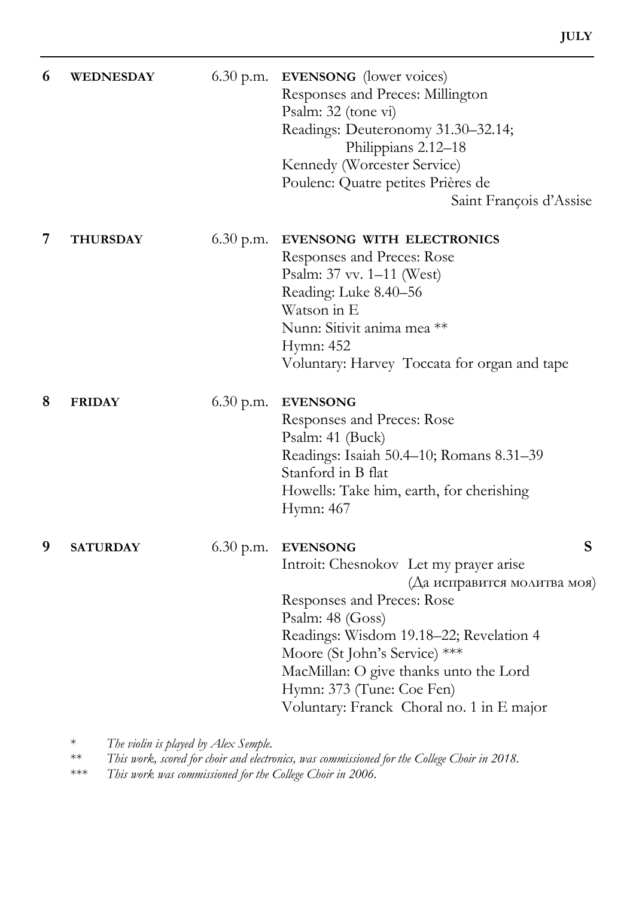## JULY

**6** **WEDNESDAY** 6.30 p.m. **EVENSONG** (lower voices)
Responses and Preces: Millington
Psalm: 32 (tone vi)
Readings: Deuteronomy 31.30–32.14;
Philippians 2.12–18
Kennedy (Worcester Service)
Poulenc: Quatre petites Prières de Saint François d'Assise

**7** **THURSDAY** 6.30 p.m. **EVENSONG WITH ELECTRONICS**
Responses and Preces: Rose
Psalm: 37 vv. 1–11 (West)
Reading: Luke 8.40–56
Watson in E
Nunn: Sitivit anima mea **
Hymn: 452
Voluntary: Harvey Toccata for organ and tape

**8** **FRIDAY** 6.30 p.m. **EVENSONG**
Responses and Preces: Rose
Psalm: 41 (Buck)
Readings: Isaiah 50.4–10; Romans 8.31–39
Stanford in B flat
Howells: Take him, earth, for cherishing
Hymn: 467

**9** **SATURDAY** 6.30 p.m. **EVENSONG** **S**
Introit: Chesnokov Let my prayer arise (Да исправится молитва моя)
Responses and Preces: Rose
Psalm: 48 (Goss)
Readings: Wisdom 19.18–22; Revelation 4
Moore (St John's Service) ***
MacMillan: O give thanks unto the Lord
Hymn: 373 (Tune: Coe Fen)
Voluntary: Franck Choral no. 1 in E major

\* *The violin is played by Alex Semple.*

** *This work, scored for choir and electronics, was commissioned for the College Choir in 2018.*

*** *This work was commissioned for the College Choir in 2006.*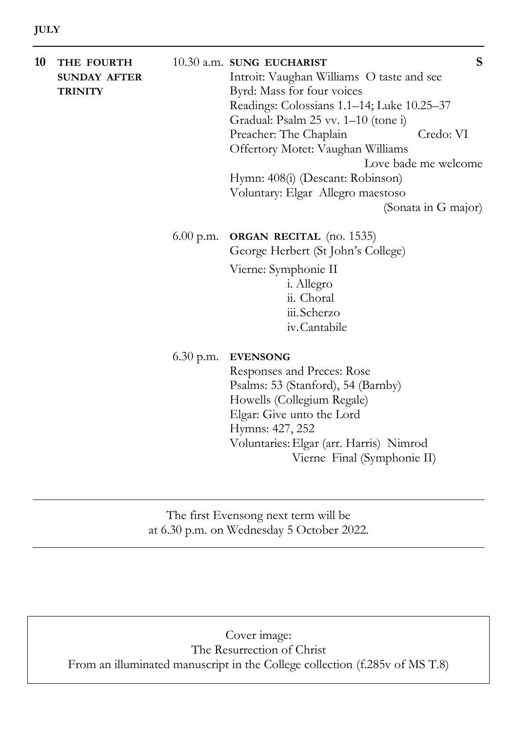**JULY**

---

**10** **THE FOURTH SUNDAY AFTER TRINITY**

10.30 a.m. **SUNG EUCHARIST** **S**

Introit: Vaughan Williams O taste and see
Byrd: Mass for four voices
Readings: Colossians 1.1–14; Luke 10.25–37
Gradual: Psalm 25 vv. 1–10 (tone i)
Preacher: The Chaplain Credo: VI
Offertory Motet: Vaughan Williams Love bade me welcome
Hymn: 408(i) (Descant: Robinson)
Voluntary: Elgar Allegro maestoso (Sonata in G major)

6.00 p.m. **ORGAN RECITAL** (no. 1535)
George Herbert (St John's College)

Vierne: Symphonie II
- i. Allegro
- ii. Choral
- iii. Scherzo
- iv. Cantabile

6.30 p.m. **EVENSONG**

Responses and Preces: Rose
Psalms: 53 (Stanford), 54 (Barnby)
Howells (Collegium Regale)
Elgar: Give unto the Lord
Hymns: 427, 252
Voluntaries: Elgar (arr. Harris) Nimrod
Vierne Final (Symphonie II)

---

The first Evensong next term will be at 6.30 p.m. on Wednesday 5 October 2022.

---

Cover image:
The Resurrection of Christ
From an illuminated manuscript in the College collection (f.285v of MS T.8)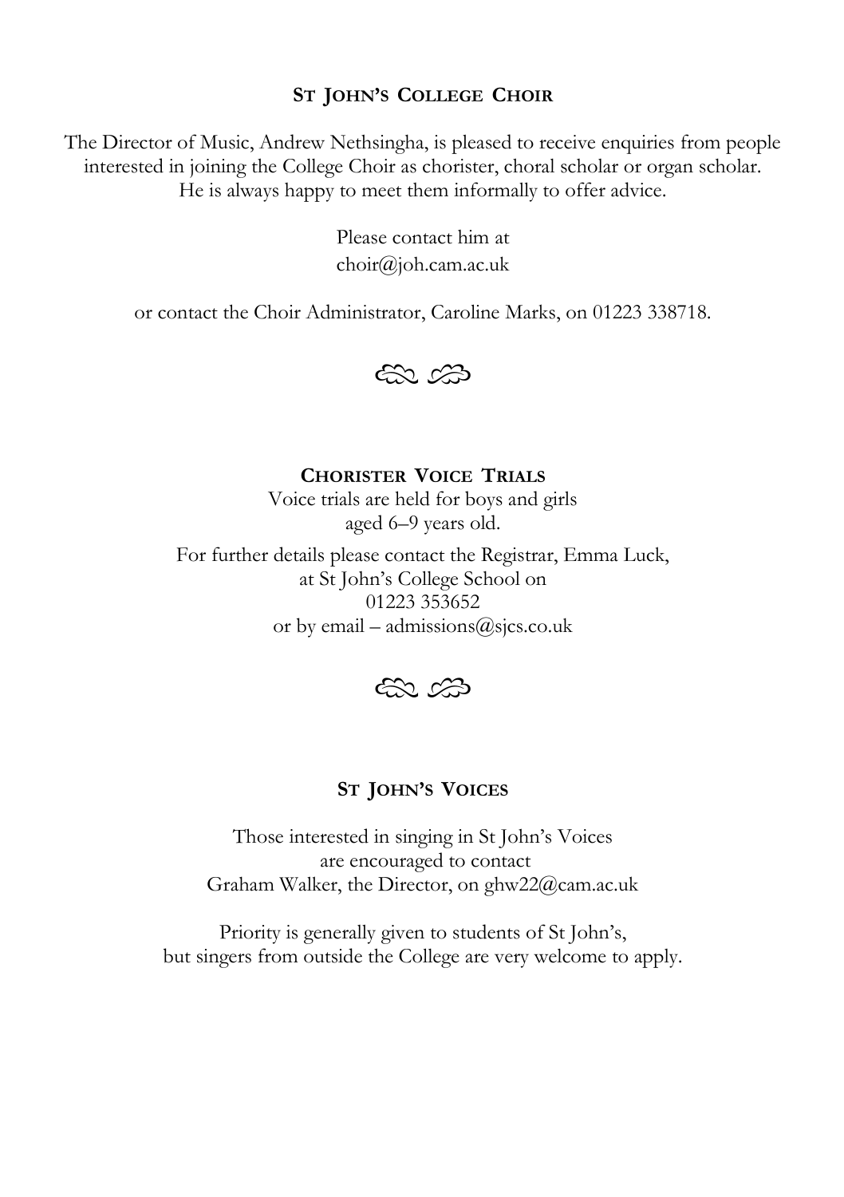## ST JOHN'S COLLEGE CHOIR

The Director of Music, Andrew Nethsingha, is pleased to receive enquiries from people interested in joining the College Choir as chorister, choral scholar or organ scholar. He is always happy to meet them informally to offer advice.

Please contact him at
choir@joh.cam.ac.uk

or contact the Choir Administrator, Caroline Marks, on 01223 338718.

## CHORISTER VOICE TRIALS

Voice trials are held for boys and girls
aged 6–9 years old.

For further details please contact the Registrar, Emma Luck,
at St John's College School on
01223 353652
or by email – admissions@sjcs.co.uk

## ST JOHN'S VOICES

Those interested in singing in St John's Voices
are encouraged to contact
Graham Walker, the Director, on ghw22@cam.ac.uk

Priority is generally given to students of St John's,
but singers from outside the College are very welcome to apply.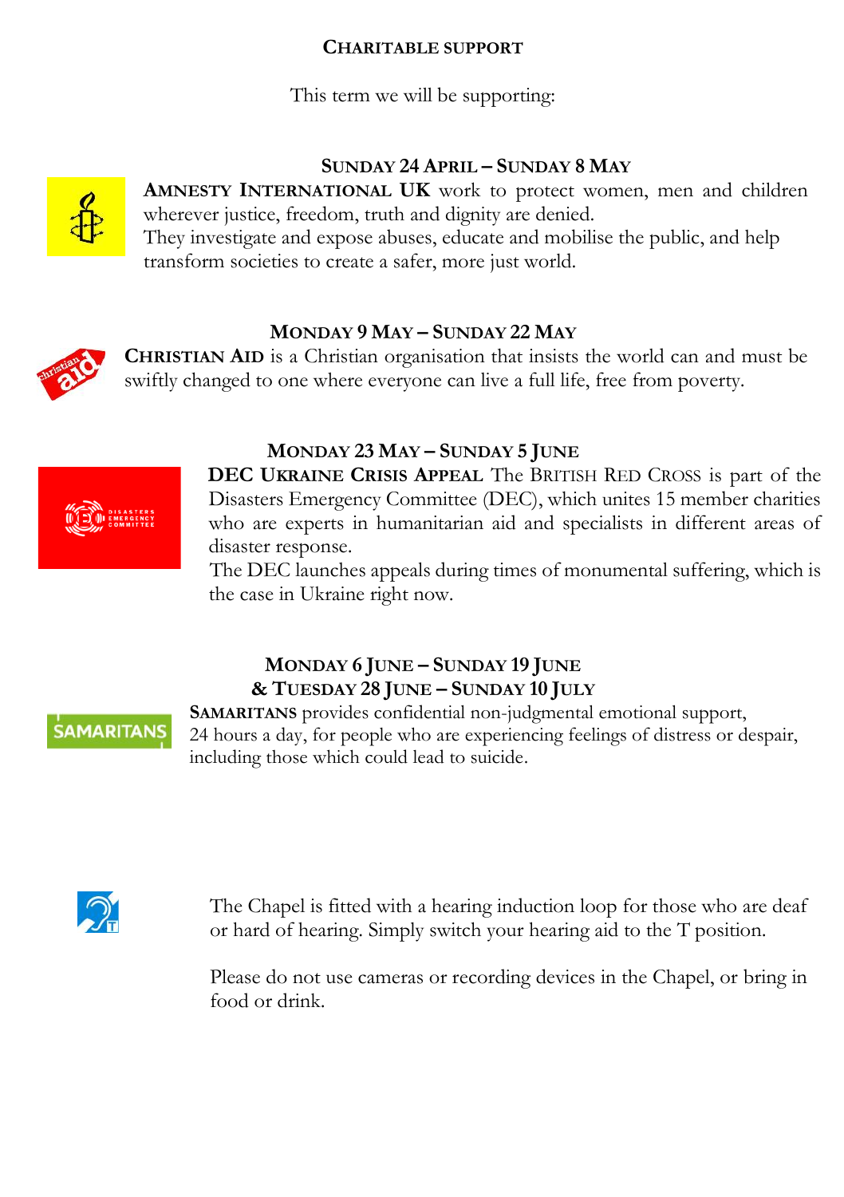## Charitable support

This term we will be supporting:

### Sunday 24 April – Sunday 8 May

**Amnesty International UK** work to protect women, men and children wherever justice, freedom, truth and dignity are denied.
They investigate and expose abuses, educate and mobilise the public, and help transform societies to create a safer, more just world.

### Monday 9 May – Sunday 22 May

**Christian Aid** is a Christian organisation that insists the world can and must be swiftly changed to one where everyone can live a full life, free from poverty.

### Monday 23 May – Sunday 5 June

**DEC Ukraine Crisis Appeal** The British Red Cross is part of the Disasters Emergency Committee (DEC), which unites 15 member charities who are experts in humanitarian aid and specialists in different areas of disaster response.
The DEC launches appeals during times of monumental suffering, which is the case in Ukraine right now.

### Monday 6 June – Sunday 19 June & Tuesday 28 June – Sunday 10 July

**Samaritans** provides confidential non-judgmental emotional support, 24 hours a day, for people who are experiencing feelings of distress or despair, including those which could lead to suicide.

The Chapel is fitted with a hearing induction loop for those who are deaf or hard of hearing. Simply switch your hearing aid to the T position.

Please do not use cameras or recording devices in the Chapel, or bring in food or drink.